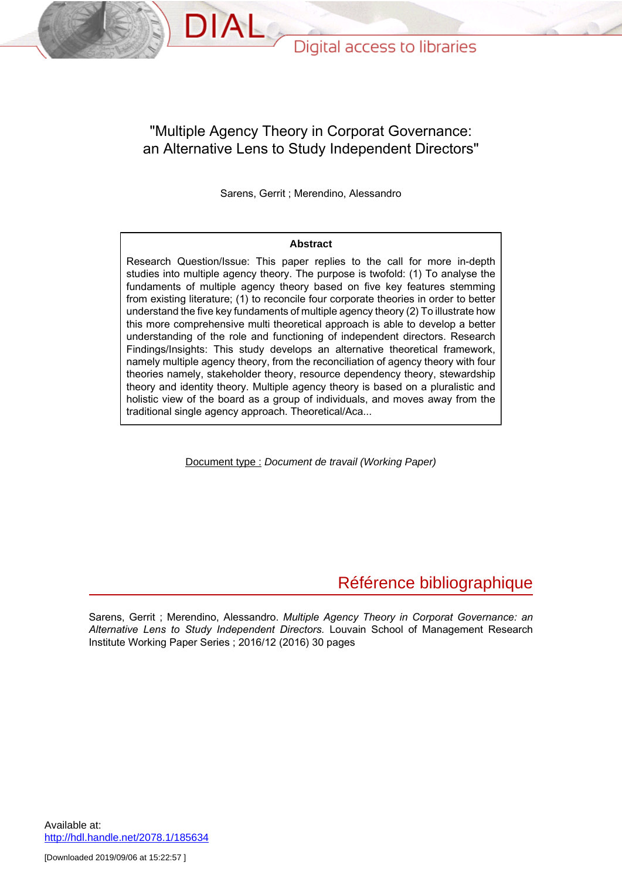# "Multiple Agency Theory in Corporat Governance: an Alternative Lens to Study Independent Directors"

Sarens, Gerrit ; Merendino, Alessandro

**Abstract**

Research Question/Issue: This paper replies to the call for more in-depth studies into multiple agency theory. The purpose is twofold: (1) To analyse the fundaments of multiple agency theory based on five key features stemming from existing literature; (1) to reconcile four corporate theories in order to better understand the five key fundaments of multiple agency theory (2) To illustrate how this more comprehensive multi theoretical approach is able to develop a better understanding of the role and functioning of independent directors. Research Findings/Insights: This study develops an alternative theoretical framework, namely multiple agency theory, from the reconciliation of agency theory with four theories namely, stakeholder theory, resource dependency theory, stewardship theory and identity theory. Multiple agency theory is based on a pluralistic and holistic view of the board as a group of individuals, and moves away from the traditional single agency approach. Theoretical/Aca...

Document type : *Document de travail (Working Paper)*

## Référence bibliographique

Sarens, Gerrit ; Merendino, Alessandro. *Multiple Agency Theory in Corporat Governance: an Alternative Lens to Study Independent Directors.* Louvain School of Management Research Institute Working Paper Series ; 2016/12 (2016) 30 pages

Available at:
http://hdl.handle.net/2078.1/185634

[Downloaded 2019/09/06 at 15:22:57 ]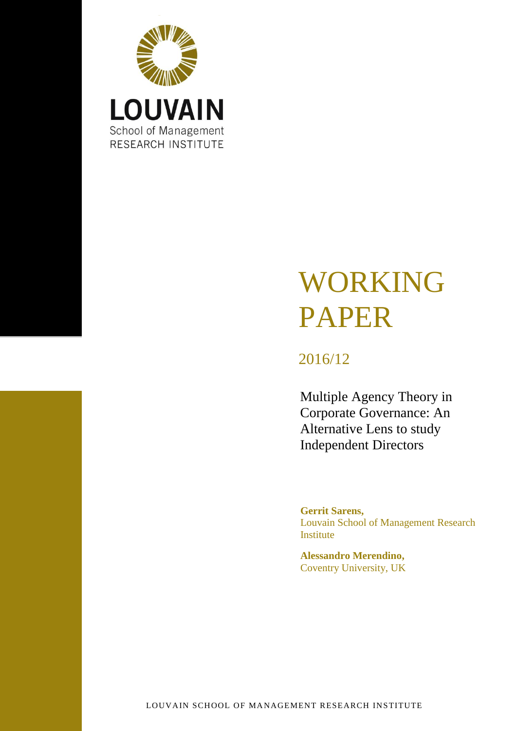LOUVAIN

School of Management

RESEARCH INSTITUTE

# WORKING PAPER

2016/12

## Multiple Agency Theory in Corporate Governance: An Alternative Lens to study Independent Directors

**Gerrit Sarens,**
Louvain School of Management Research Institute

**Alessandro Merendino,**
Coventry University, UK

LOUVAIN SCHOOL OF MANAGEMENT RESEARCH INSTITUTE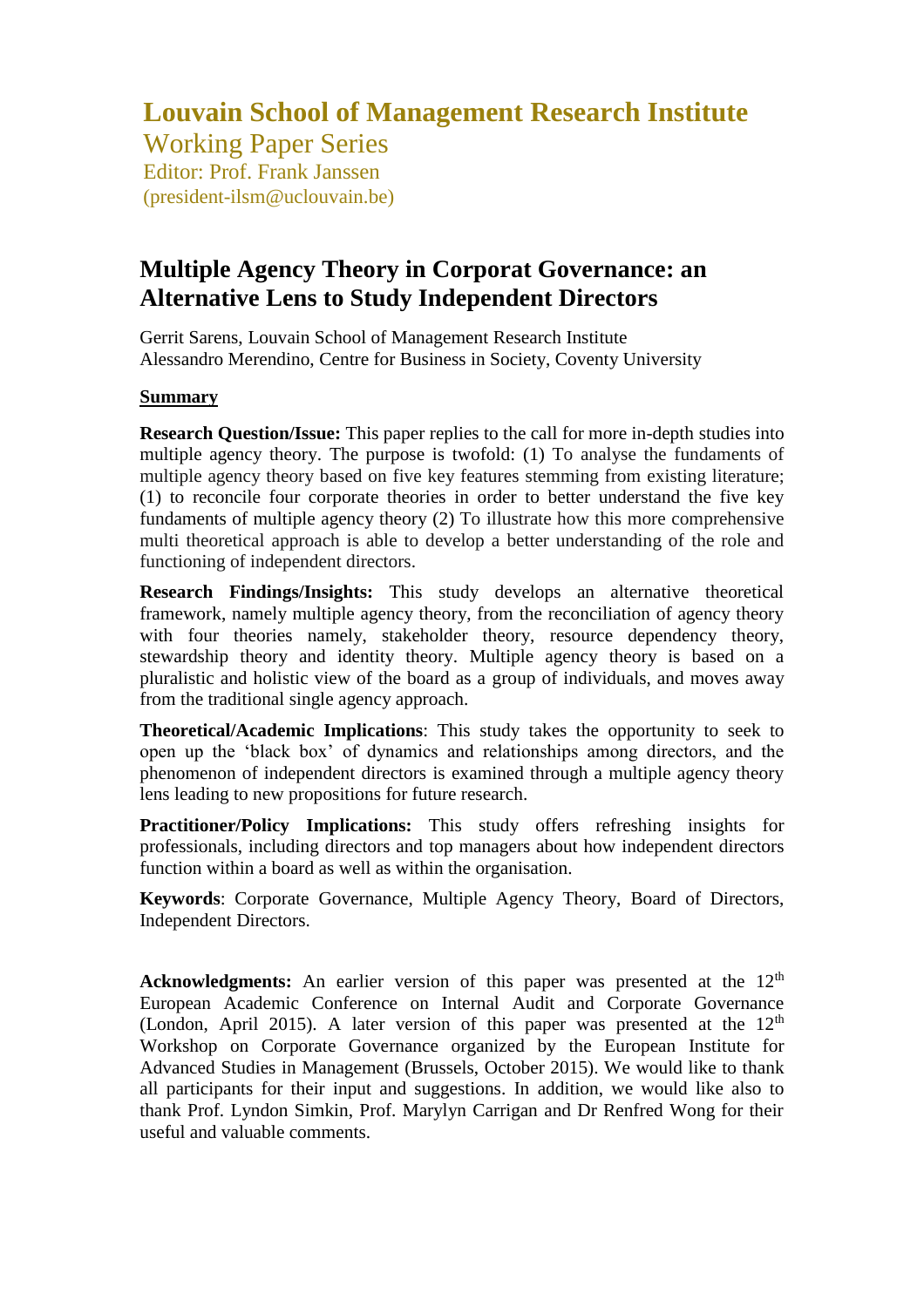# Louvain School of Management Research Institute

Working Paper Series

Editor: Prof. Frank Janssen
(president-ilsm@uclouvain.be)

## Multiple Agency Theory in Corporat Governance: an Alternative Lens to Study Independent Directors

Gerrit Sarens, Louvain School of Management Research Institute
Alessandro Merendino, Centre for Business in Society, Coventy University

### Summary

**Research Question/Issue:** This paper replies to the call for more in-depth studies into multiple agency theory. The purpose is twofold: (1) To analyse the fundaments of multiple agency theory based on five key features stemming from existing literature; (1) to reconcile four corporate theories in order to better understand the five key fundaments of multiple agency theory (2) To illustrate how this more comprehensive multi theoretical approach is able to develop a better understanding of the role and functioning of independent directors.

**Research Findings/Insights:** This study develops an alternative theoretical framework, namely multiple agency theory, from the reconciliation of agency theory with four theories namely, stakeholder theory, resource dependency theory, stewardship theory and identity theory. Multiple agency theory is based on a pluralistic and holistic view of the board as a group of individuals, and moves away from the traditional single agency approach.

**Theoretical/Academic Implications**: This study takes the opportunity to seek to open up the 'black box' of dynamics and relationships among directors, and the phenomenon of independent directors is examined through a multiple agency theory lens leading to new propositions for future research.

**Practitioner/Policy Implications:** This study offers refreshing insights for professionals, including directors and top managers about how independent directors function within a board as well as within the organisation.

**Keywords**: Corporate Governance, Multiple Agency Theory, Board of Directors, Independent Directors.

**Acknowledgments:** An earlier version of this paper was presented at the 12th European Academic Conference on Internal Audit and Corporate Governance (London, April 2015). A later version of this paper was presented at the 12th Workshop on Corporate Governance organized by the European Institute for Advanced Studies in Management (Brussels, October 2015). We would like to thank all participants for their input and suggestions. In addition, we would like also to thank Prof. Lyndon Simkin, Prof. Marylyn Carrigan and Dr Renfred Wong for their useful and valuable comments.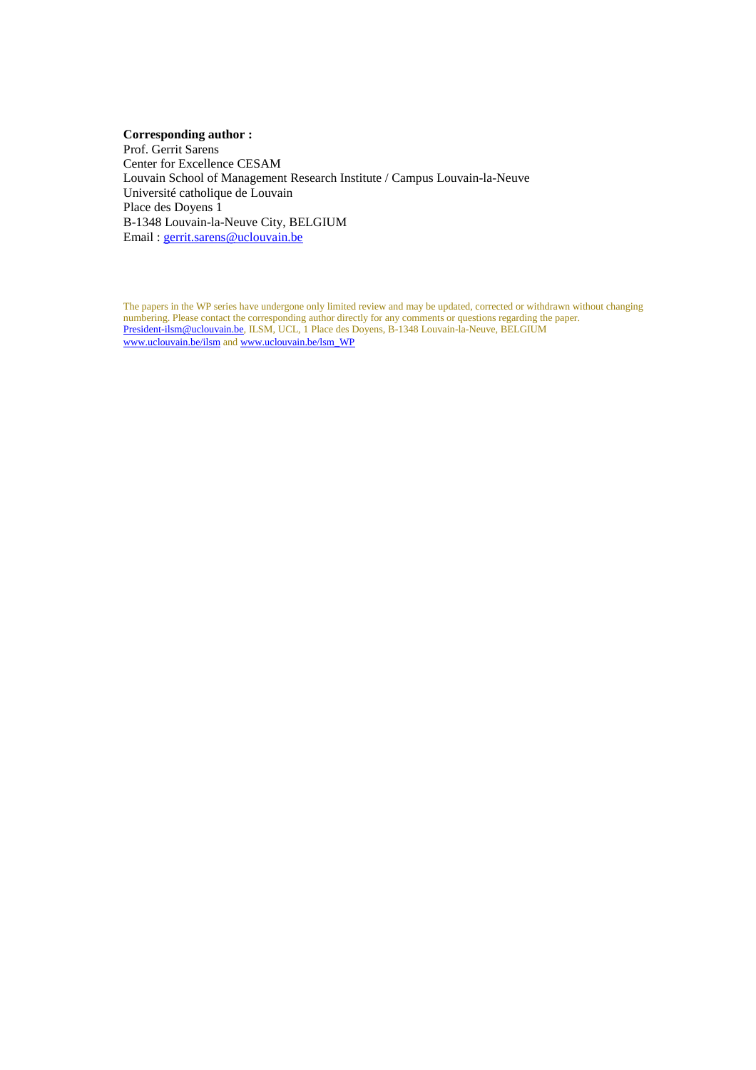**Corresponding author :**
Prof. Gerrit Sarens
Center for Excellence CESAM
Louvain School of Management Research Institute / Campus Louvain-la-Neuve
Université catholique de Louvain
Place des Doyens 1
B-1348 Louvain-la-Neuve City, BELGIUM
Email : gerrit.sarens@uclouvain.be

The papers in the WP series have undergone only limited review and may be updated, corrected or withdrawn without changing numbering. Please contact the corresponding author directly for any comments or questions regarding the paper.
President-ilsm@uclouvain.be, ILSM, UCL, 1 Place des Doyens, B-1348 Louvain-la-Neuve, BELGIUM
www.uclouvain.be/ilsm and www.uclouvain.be/lsm_WP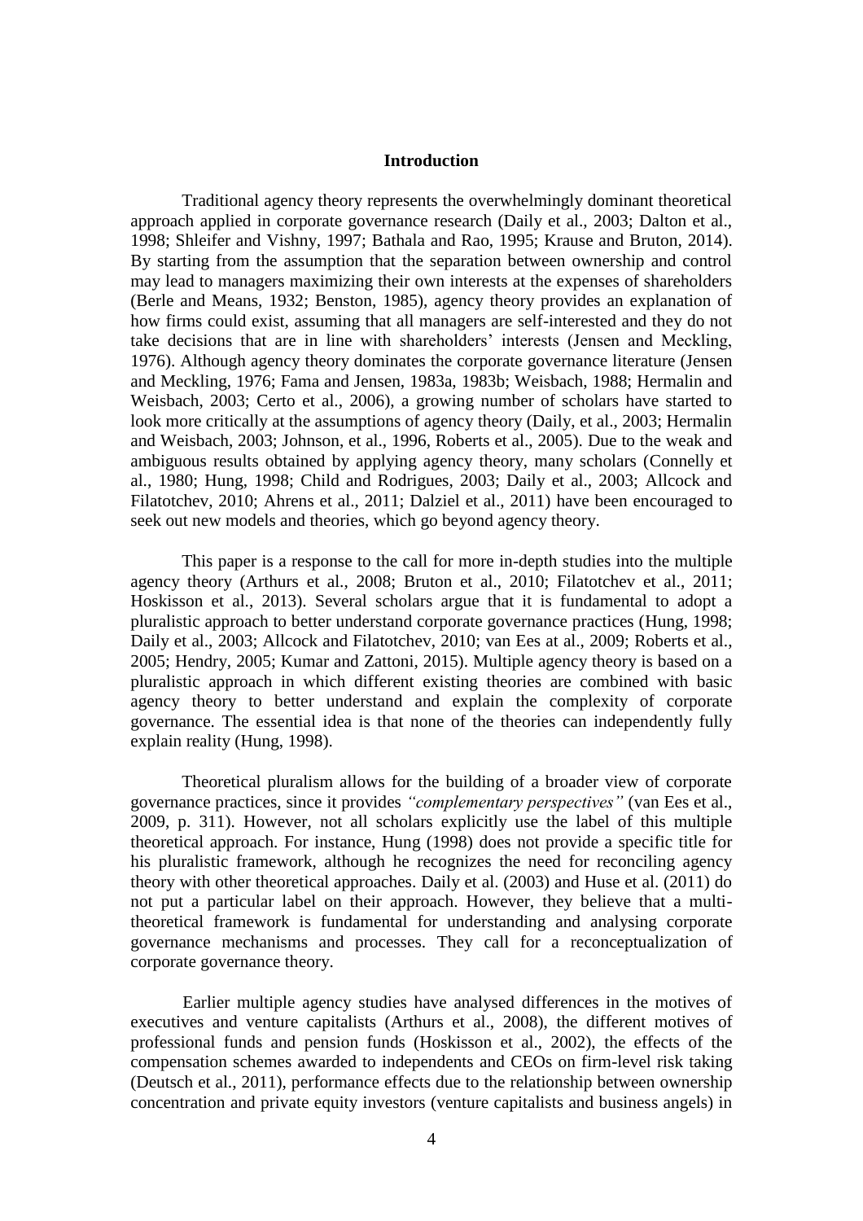## Introduction

Traditional agency theory represents the overwhelmingly dominant theoretical approach applied in corporate governance research (Daily et al., 2003; Dalton et al., 1998; Shleifer and Vishny, 1997; Bathala and Rao, 1995; Krause and Bruton, 2014). By starting from the assumption that the separation between ownership and control may lead to managers maximizing their own interests at the expenses of shareholders (Berle and Means, 1932; Benston, 1985), agency theory provides an explanation of how firms could exist, assuming that all managers are self-interested and they do not take decisions that are in line with shareholders' interests (Jensen and Meckling, 1976). Although agency theory dominates the corporate governance literature (Jensen and Meckling, 1976; Fama and Jensen, 1983a, 1983b; Weisbach, 1988; Hermalin and Weisbach, 2003; Certo et al., 2006), a growing number of scholars have started to look more critically at the assumptions of agency theory (Daily, et al., 2003; Hermalin and Weisbach, 2003; Johnson, et al., 1996, Roberts et al., 2005). Due to the weak and ambiguous results obtained by applying agency theory, many scholars (Connelly et al., 1980; Hung, 1998; Child and Rodrigues, 2003; Daily et al., 2003; Allcock and Filatotchev, 2010; Ahrens et al., 2011; Dalziel et al., 2011) have been encouraged to seek out new models and theories, which go beyond agency theory.

This paper is a response to the call for more in-depth studies into the multiple agency theory (Arthurs et al., 2008; Bruton et al., 2010; Filatotchev et al., 2011; Hoskisson et al., 2013). Several scholars argue that it is fundamental to adopt a pluralistic approach to better understand corporate governance practices (Hung, 1998; Daily et al., 2003; Allcock and Filatotchev, 2010; van Ees at al., 2009; Roberts et al., 2005; Hendry, 2005; Kumar and Zattoni, 2015). Multiple agency theory is based on a pluralistic approach in which different existing theories are combined with basic agency theory to better understand and explain the complexity of corporate governance. The essential idea is that none of the theories can independently fully explain reality (Hung, 1998).

Theoretical pluralism allows for the building of a broader view of corporate governance practices, since it provides *"complementary perspectives"* (van Ees et al., 2009, p. 311). However, not all scholars explicitly use the label of this multiple theoretical approach. For instance, Hung (1998) does not provide a specific title for his pluralistic framework, although he recognizes the need for reconciling agency theory with other theoretical approaches. Daily et al. (2003) and Huse et al. (2011) do not put a particular label on their approach. However, they believe that a multi-theoretical framework is fundamental for understanding and analysing corporate governance mechanisms and processes. They call for a reconceptualization of corporate governance theory.

Earlier multiple agency studies have analysed differences in the motives of executives and venture capitalists (Arthurs et al., 2008), the different motives of professional funds and pension funds (Hoskisson et al., 2002), the effects of the compensation schemes awarded to independents and CEOs on firm-level risk taking (Deutsch et al., 2011), performance effects due to the relationship between ownership concentration and private equity investors (venture capitalists and business angels) in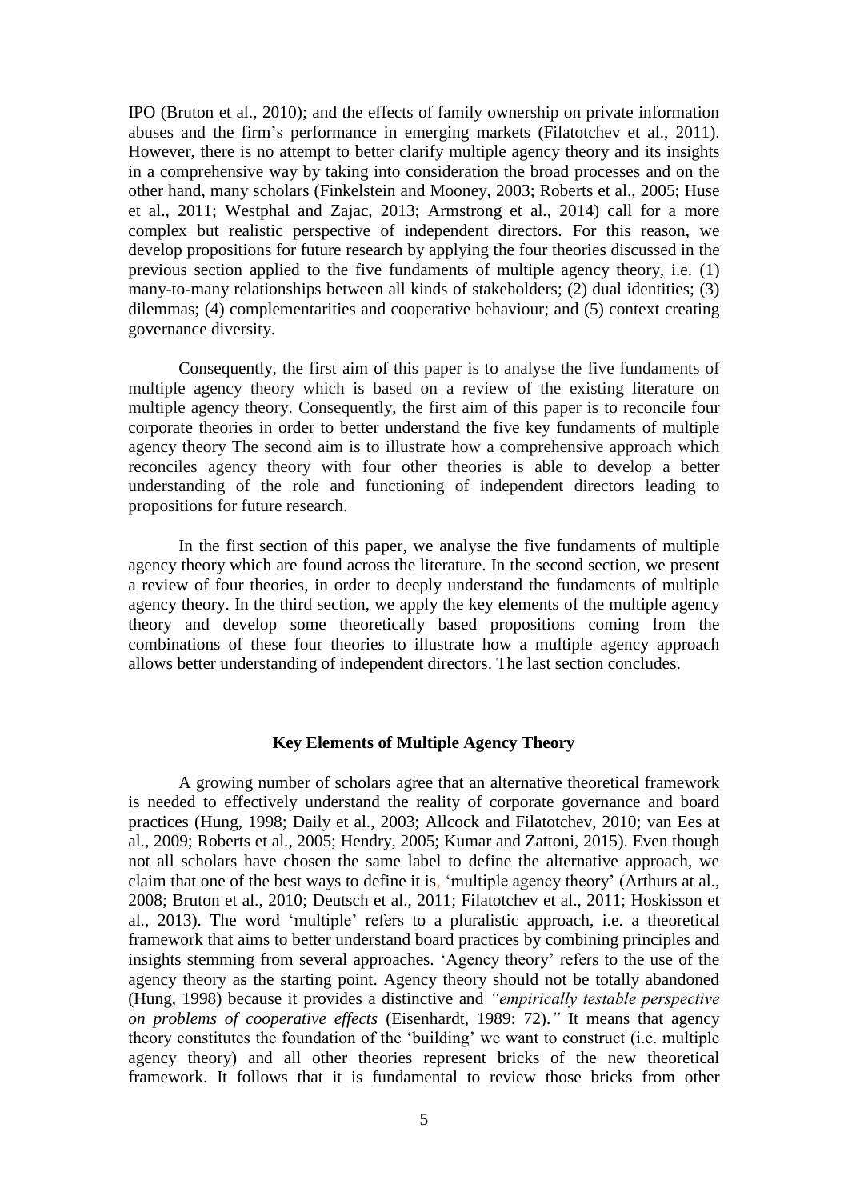IPO (Bruton et al., 2010); and the effects of family ownership on private information abuses and the firm's performance in emerging markets (Filatotchev et al., 2011). However, there is no attempt to better clarify multiple agency theory and its insights in a comprehensive way by taking into consideration the broad processes and on the other hand, many scholars (Finkelstein and Mooney, 2003; Roberts et al., 2005; Huse et al., 2011; Westphal and Zajac, 2013; Armstrong et al., 2014) call for a more complex but realistic perspective of independent directors. For this reason, we develop propositions for future research by applying the four theories discussed in the previous section applied to the five fundaments of multiple agency theory, i.e. (1) many-to-many relationships between all kinds of stakeholders; (2) dual identities; (3) dilemmas; (4) complementarities and cooperative behaviour; and (5) context creating governance diversity.

Consequently, the first aim of this paper is to analyse the five fundaments of multiple agency theory which is based on a review of the existing literature on multiple agency theory. Consequently, the first aim of this paper is to reconcile four corporate theories in order to better understand the five key fundaments of multiple agency theory The second aim is to illustrate how a comprehensive approach which reconciles agency theory with four other theories is able to develop a better understanding of the role and functioning of independent directors leading to propositions for future research.

In the first section of this paper, we analyse the five fundaments of multiple agency theory which are found across the literature. In the second section, we present a review of four theories, in order to deeply understand the fundaments of multiple agency theory. In the third section, we apply the key elements of the multiple agency theory and develop some theoretically based propositions coming from the combinations of these four theories to illustrate how a multiple agency approach allows better understanding of independent directors. The last section concludes.

## Key Elements of Multiple Agency Theory

A growing number of scholars agree that an alternative theoretical framework is needed to effectively understand the reality of corporate governance and board practices (Hung, 1998; Daily et al., 2003; Allcock and Filatotchev, 2010; van Ees at al., 2009; Roberts et al., 2005; Hendry, 2005; Kumar and Zattoni, 2015). Even though not all scholars have chosen the same label to define the alternative approach, we claim that one of the best ways to define it is, 'multiple agency theory' (Arthurs at al., 2008; Bruton et al., 2010; Deutsch et al., 2011; Filatotchev et al., 2011; Hoskisson et al., 2013). The word 'multiple' refers to a pluralistic approach, i.e. a theoretical framework that aims to better understand board practices by combining principles and insights stemming from several approaches. 'Agency theory' refers to the use of the agency theory as the starting point. Agency theory should not be totally abandoned (Hung, 1998) because it provides a distinctive and *"empirically testable perspective on problems of cooperative effects* (Eisenhardt, 1989: 72)*."* It means that agency theory constitutes the foundation of the 'building' we want to construct (i.e. multiple agency theory) and all other theories represent bricks of the new theoretical framework. It follows that it is fundamental to review those bricks from other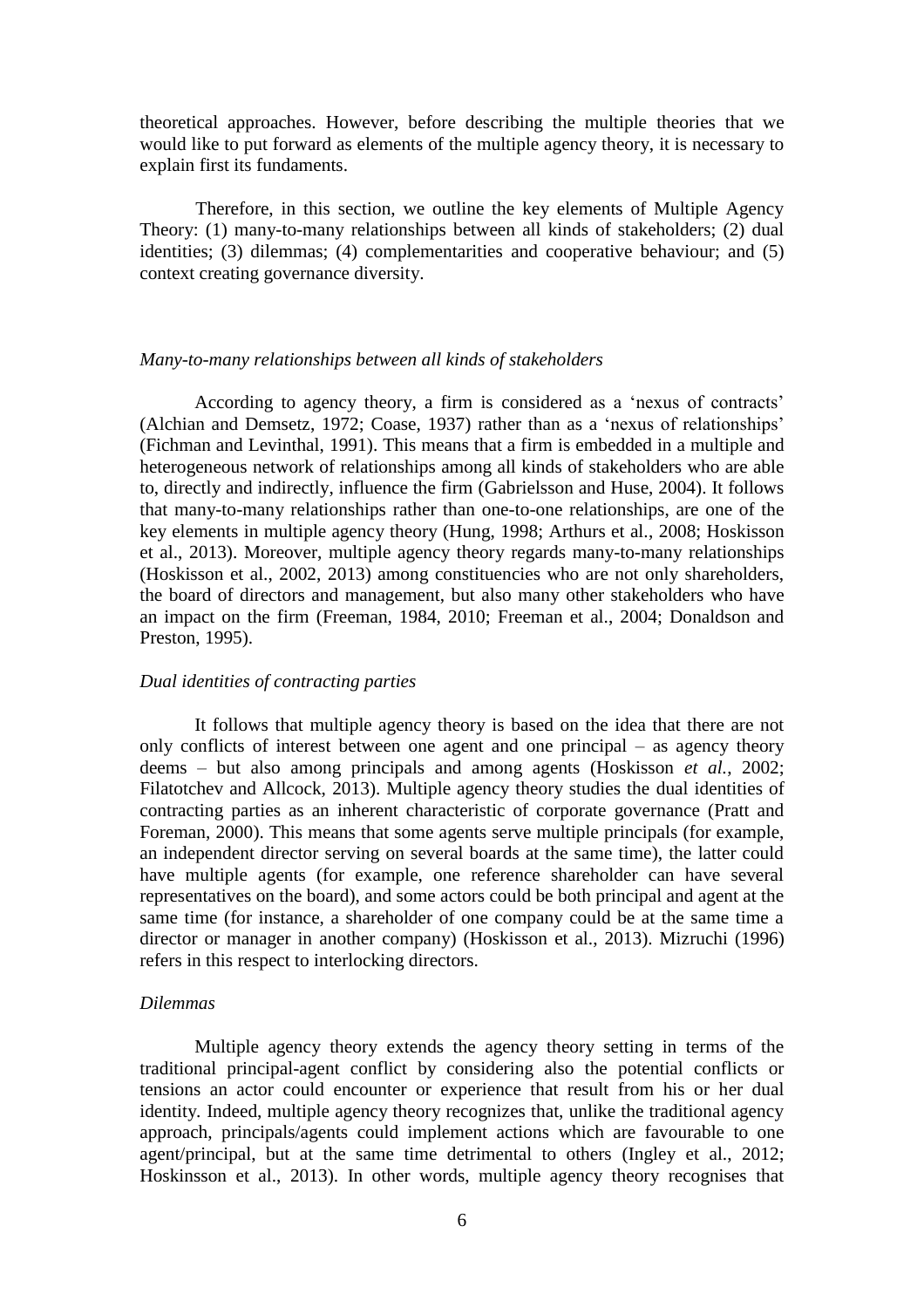theoretical approaches. However, before describing the multiple theories that we would like to put forward as elements of the multiple agency theory, it is necessary to explain first its fundaments.

Therefore, in this section, we outline the key elements of Multiple Agency Theory: (1) many-to-many relationships between all kinds of stakeholders; (2) dual identities; (3) dilemmas; (4) complementarities and cooperative behaviour; and (5) context creating governance diversity.

*Many-to-many relationships between all kinds of stakeholders*

According to agency theory, a firm is considered as a 'nexus of contracts' (Alchian and Demsetz, 1972; Coase, 1937) rather than as a 'nexus of relationships' (Fichman and Levinthal, 1991). This means that a firm is embedded in a multiple and heterogeneous network of relationships among all kinds of stakeholders who are able to, directly and indirectly, influence the firm (Gabrielsson and Huse, 2004). It follows that many-to-many relationships rather than one-to-one relationships, are one of the key elements in multiple agency theory (Hung, 1998; Arthurs et al., 2008; Hoskisson et al., 2013). Moreover, multiple agency theory regards many-to-many relationships (Hoskisson et al., 2002, 2013) among constituencies who are not only shareholders, the board of directors and management, but also many other stakeholders who have an impact on the firm (Freeman, 1984, 2010; Freeman et al., 2004; Donaldson and Preston, 1995).

*Dual identities of contracting parties*

It follows that multiple agency theory is based on the idea that there are not only conflicts of interest between one agent and one principal – as agency theory deems – but also among principals and among agents (Hoskisson *et al.*, 2002; Filatotchev and Allcock, 2013). Multiple agency theory studies the dual identities of contracting parties as an inherent characteristic of corporate governance (Pratt and Foreman, 2000). This means that some agents serve multiple principals (for example, an independent director serving on several boards at the same time), the latter could have multiple agents (for example, one reference shareholder can have several representatives on the board), and some actors could be both principal and agent at the same time (for instance, a shareholder of one company could be at the same time a director or manager in another company) (Hoskisson et al., 2013). Mizruchi (1996) refers in this respect to interlocking directors.

*Dilemmas*

Multiple agency theory extends the agency theory setting in terms of the traditional principal-agent conflict by considering also the potential conflicts or tensions an actor could encounter or experience that result from his or her dual identity. Indeed, multiple agency theory recognizes that, unlike the traditional agency approach, principals/agents could implement actions which are favourable to one agent/principal, but at the same time detrimental to others (Ingley et al., 2012; Hoskinsson et al., 2013). In other words, multiple agency theory recognises that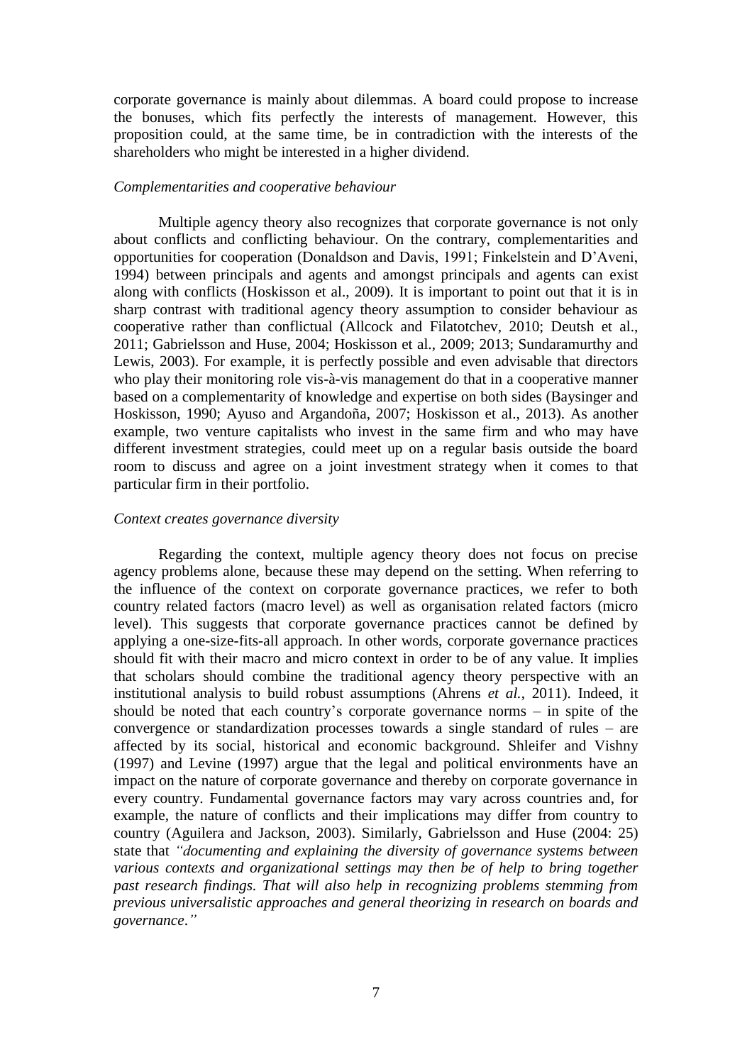corporate governance is mainly about dilemmas. A board could propose to increase the bonuses, which fits perfectly the interests of management. However, this proposition could, at the same time, be in contradiction with the interests of the shareholders who might be interested in a higher dividend.

*Complementarities and cooperative behaviour*

Multiple agency theory also recognizes that corporate governance is not only about conflicts and conflicting behaviour. On the contrary, complementarities and opportunities for cooperation (Donaldson and Davis, 1991; Finkelstein and D'Aveni, 1994) between principals and agents and amongst principals and agents can exist along with conflicts (Hoskisson et al., 2009). It is important to point out that it is in sharp contrast with traditional agency theory assumption to consider behaviour as cooperative rather than conflictual (Allcock and Filatotchev, 2010; Deutsh et al., 2011; Gabrielsson and Huse, 2004; Hoskisson et al., 2009; 2013; Sundaramurthy and Lewis, 2003). For example, it is perfectly possible and even advisable that directors who play their monitoring role vis-à-vis management do that in a cooperative manner based on a complementarity of knowledge and expertise on both sides (Baysinger and Hoskisson, 1990; Ayuso and Argandoña, 2007; Hoskisson et al., 2013). As another example, two venture capitalists who invest in the same firm and who may have different investment strategies, could meet up on a regular basis outside the board room to discuss and agree on a joint investment strategy when it comes to that particular firm in their portfolio.

*Context creates governance diversity*

Regarding the context, multiple agency theory does not focus on precise agency problems alone, because these may depend on the setting. When referring to the influence of the context on corporate governance practices, we refer to both country related factors (macro level) as well as organisation related factors (micro level). This suggests that corporate governance practices cannot be defined by applying a one-size-fits-all approach. In other words, corporate governance practices should fit with their macro and micro context in order to be of any value. It implies that scholars should combine the traditional agency theory perspective with an institutional analysis to build robust assumptions (Ahrens *et al.*, 2011). Indeed, it should be noted that each country's corporate governance norms – in spite of the convergence or standardization processes towards a single standard of rules – are affected by its social, historical and economic background. Shleifer and Vishny (1997) and Levine (1997) argue that the legal and political environments have an impact on the nature of corporate governance and thereby on corporate governance in every country. Fundamental governance factors may vary across countries and, for example, the nature of conflicts and their implications may differ from country to country (Aguilera and Jackson, 2003). Similarly, Gabrielsson and Huse (2004: 25) state that *"documenting and explaining the diversity of governance systems between various contexts and organizational settings may then be of help to bring together past research findings. That will also help in recognizing problems stemming from previous universalistic approaches and general theorizing in research on boards and governance."*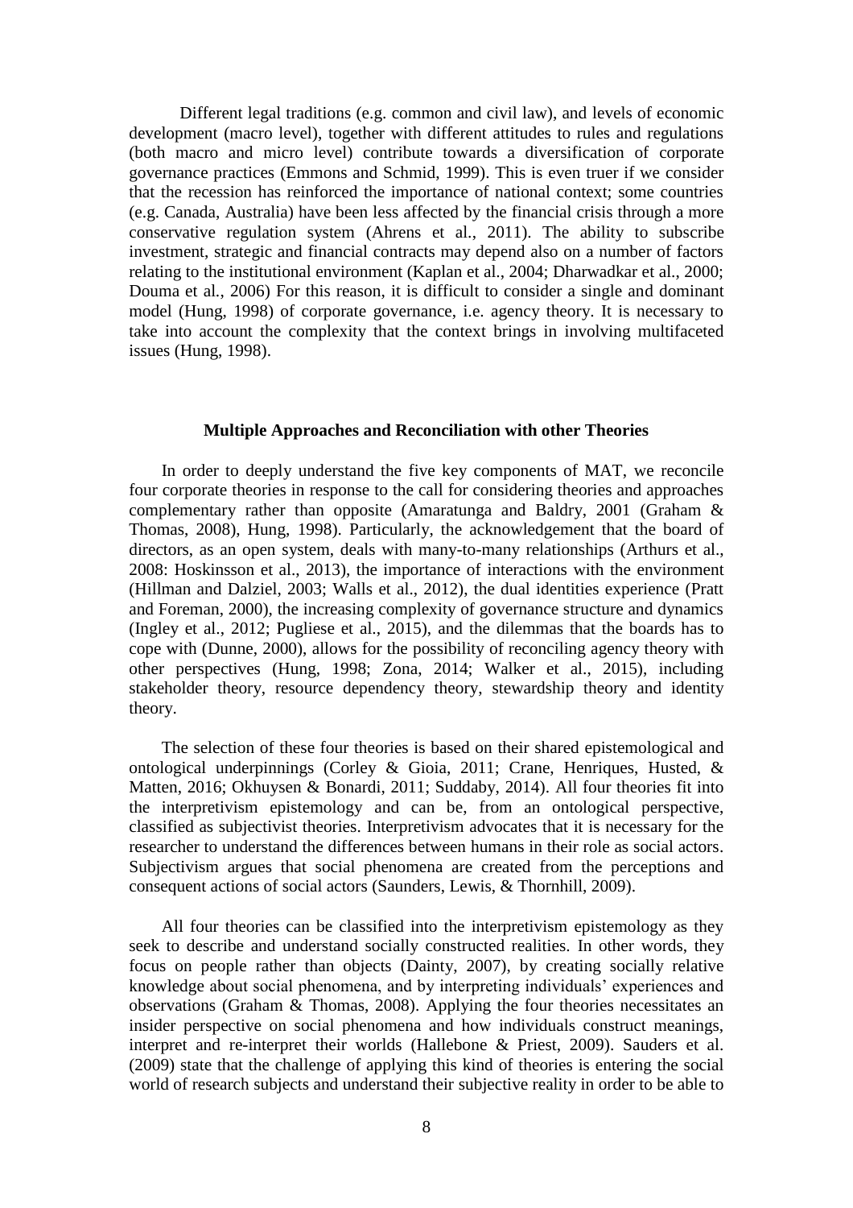Different legal traditions (e.g. common and civil law), and levels of economic development (macro level), together with different attitudes to rules and regulations (both macro and micro level) contribute towards a diversification of corporate governance practices (Emmons and Schmid, 1999). This is even truer if we consider that the recession has reinforced the importance of national context; some countries (e.g. Canada, Australia) have been less affected by the financial crisis through a more conservative regulation system (Ahrens et al., 2011). The ability to subscribe investment, strategic and financial contracts may depend also on a number of factors relating to the institutional environment (Kaplan et al., 2004; Dharwadkar et al., 2000; Douma et al., 2006) For this reason, it is difficult to consider a single and dominant model (Hung, 1998) of corporate governance, i.e. agency theory. It is necessary to take into account the complexity that the context brings in involving multifaceted issues (Hung, 1998).

## Multiple Approaches and Reconciliation with other Theories

In order to deeply understand the five key components of MAT, we reconcile four corporate theories in response to the call for considering theories and approaches complementary rather than opposite (Amaratunga and Baldry, 2001 (Graham & Thomas, 2008), Hung, 1998). Particularly, the acknowledgement that the board of directors, as an open system, deals with many-to-many relationships (Arthurs et al., 2008: Hoskinsson et al., 2013), the importance of interactions with the environment (Hillman and Dalziel, 2003; Walls et al., 2012), the dual identities experience (Pratt and Foreman, 2000), the increasing complexity of governance structure and dynamics (Ingley et al., 2012; Pugliese et al., 2015), and the dilemmas that the boards has to cope with (Dunne, 2000), allows for the possibility of reconciling agency theory with other perspectives (Hung, 1998; Zona, 2014; Walker et al., 2015), including stakeholder theory, resource dependency theory, stewardship theory and identity theory.

The selection of these four theories is based on their shared epistemological and ontological underpinnings (Corley & Gioia, 2011; Crane, Henriques, Husted, & Matten, 2016; Okhuysen & Bonardi, 2011; Suddaby, 2014). All four theories fit into the interpretivism epistemology and can be, from an ontological perspective, classified as subjectivist theories. Interpretivism advocates that it is necessary for the researcher to understand the differences between humans in their role as social actors. Subjectivism argues that social phenomena are created from the perceptions and consequent actions of social actors (Saunders, Lewis, & Thornhill, 2009).

All four theories can be classified into the interpretivism epistemology as they seek to describe and understand socially constructed realities. In other words, they focus on people rather than objects (Dainty, 2007), by creating socially relative knowledge about social phenomena, and by interpreting individuals' experiences and observations (Graham & Thomas, 2008). Applying the four theories necessitates an insider perspective on social phenomena and how individuals construct meanings, interpret and re-interpret their worlds (Hallebone & Priest, 2009). Sauders et al. (2009) state that the challenge of applying this kind of theories is entering the social world of research subjects and understand their subjective reality in order to be able to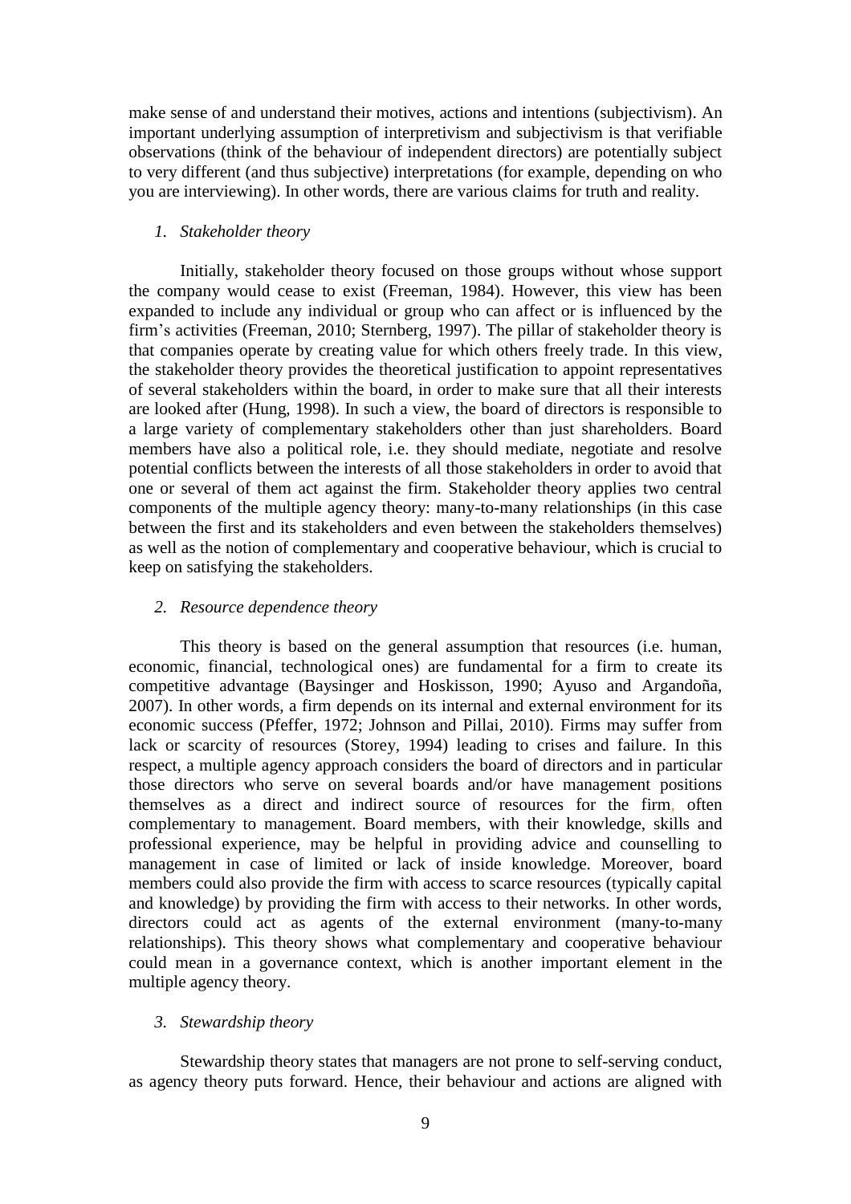make sense of and understand their motives, actions and intentions (subjectivism). An important underlying assumption of interpretivism and subjectivism is that verifiable observations (think of the behaviour of independent directors) are potentially subject to very different (and thus subjective) interpretations (for example, depending on who you are interviewing). In other words, there are various claims for truth and reality.

*1. Stakeholder theory*

Initially, stakeholder theory focused on those groups without whose support the company would cease to exist (Freeman, 1984). However, this view has been expanded to include any individual or group who can affect or is influenced by the firm's activities (Freeman, 2010; Sternberg, 1997). The pillar of stakeholder theory is that companies operate by creating value for which others freely trade. In this view, the stakeholder theory provides the theoretical justification to appoint representatives of several stakeholders within the board, in order to make sure that all their interests are looked after (Hung, 1998). In such a view, the board of directors is responsible to a large variety of complementary stakeholders other than just shareholders. Board members have also a political role, i.e. they should mediate, negotiate and resolve potential conflicts between the interests of all those stakeholders in order to avoid that one or several of them act against the firm. Stakeholder theory applies two central components of the multiple agency theory: many-to-many relationships (in this case between the first and its stakeholders and even between the stakeholders themselves) as well as the notion of complementary and cooperative behaviour, which is crucial to keep on satisfying the stakeholders.

*2. Resource dependence theory*

This theory is based on the general assumption that resources (i.e. human, economic, financial, technological ones) are fundamental for a firm to create its competitive advantage (Baysinger and Hoskisson, 1990; Ayuso and Argandoña, 2007). In other words, a firm depends on its internal and external environment for its economic success (Pfeffer, 1972; Johnson and Pillai, 2010). Firms may suffer from lack or scarcity of resources (Storey, 1994) leading to crises and failure. In this respect, a multiple agency approach considers the board of directors and in particular those directors who serve on several boards and/or have management positions themselves as a direct and indirect source of resources for the firm, often complementary to management. Board members, with their knowledge, skills and professional experience, may be helpful in providing advice and counselling to management in case of limited or lack of inside knowledge. Moreover, board members could also provide the firm with access to scarce resources (typically capital and knowledge) by providing the firm with access to their networks. In other words, directors could act as agents of the external environment (many-to-many relationships). This theory shows what complementary and cooperative behaviour could mean in a governance context, which is another important element in the multiple agency theory.

*3. Stewardship theory*

Stewardship theory states that managers are not prone to self-serving conduct, as agency theory puts forward. Hence, their behaviour and actions are aligned with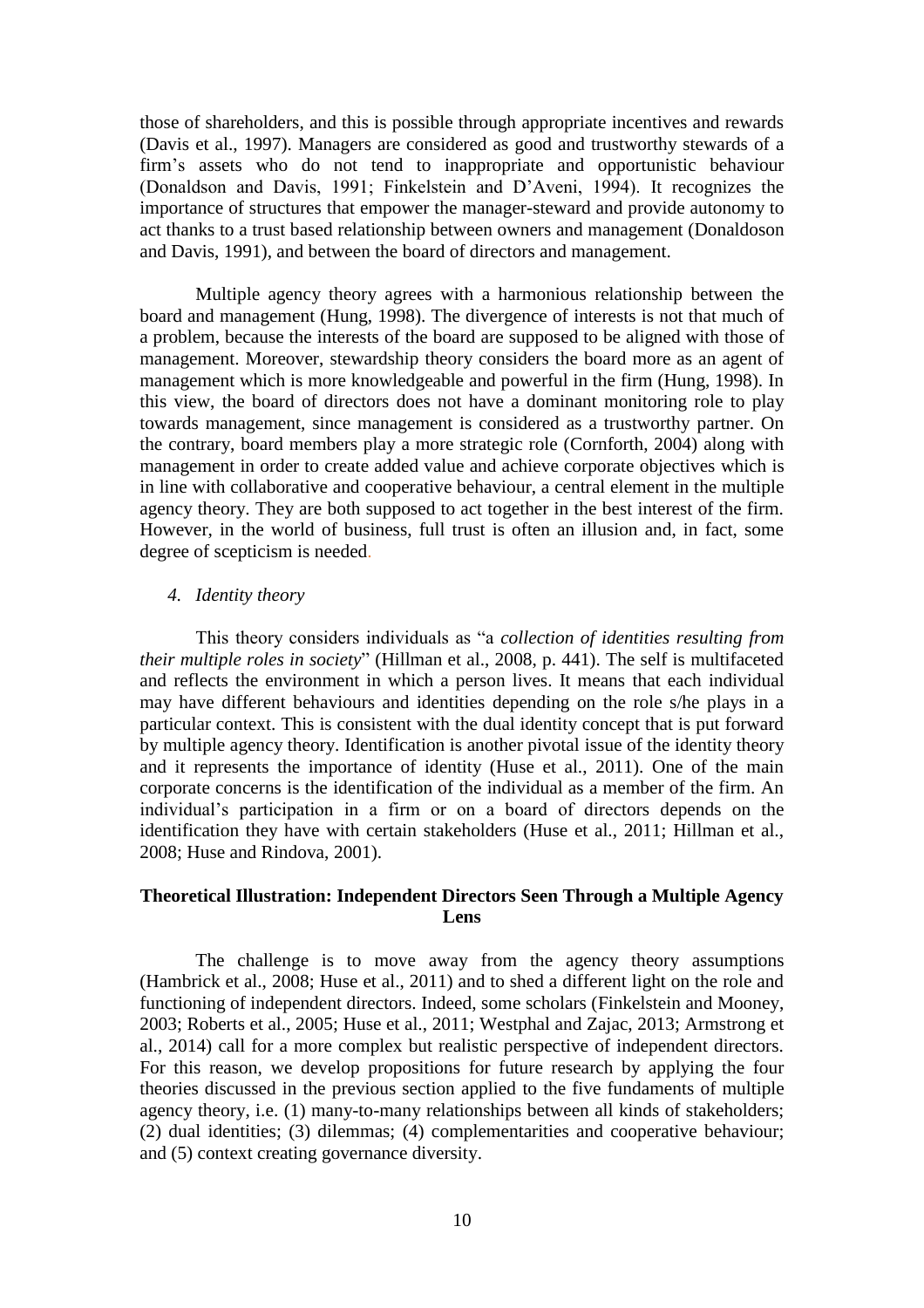those of shareholders, and this is possible through appropriate incentives and rewards (Davis et al., 1997). Managers are considered as good and trustworthy stewards of a firm's assets who do not tend to inappropriate and opportunistic behaviour (Donaldson and Davis, 1991; Finkelstein and D'Aveni, 1994). It recognizes the importance of structures that empower the manager-steward and provide autonomy to act thanks to a trust based relationship between owners and management (Donaldoson and Davis, 1991), and between the board of directors and management.

Multiple agency theory agrees with a harmonious relationship between the board and management (Hung, 1998). The divergence of interests is not that much of a problem, because the interests of the board are supposed to be aligned with those of management. Moreover, stewardship theory considers the board more as an agent of management which is more knowledgeable and powerful in the firm (Hung, 1998). In this view, the board of directors does not have a dominant monitoring role to play towards management, since management is considered as a trustworthy partner. On the contrary, board members play a more strategic role (Cornforth, 2004) along with management in order to create added value and achieve corporate objectives which is in line with collaborative and cooperative behaviour, a central element in the multiple agency theory. They are both supposed to act together in the best interest of the firm. However, in the world of business, full trust is often an illusion and, in fact, some degree of scepticism is needed.

*4. Identity theory*

This theory considers individuals as "a *collection of identities resulting from their multiple roles in society*" (Hillman et al., 2008, p. 441). The self is multifaceted and reflects the environment in which a person lives. It means that each individual may have different behaviours and identities depending on the role s/he plays in a particular context. This is consistent with the dual identity concept that is put forward by multiple agency theory. Identification is another pivotal issue of the identity theory and it represents the importance of identity (Huse et al., 2011). One of the main corporate concerns is the identification of the individual as a member of the firm. An individual's participation in a firm or on a board of directors depends on the identification they have with certain stakeholders (Huse et al., 2011; Hillman et al., 2008; Huse and Rindova, 2001).

## Theoretical Illustration: Independent Directors Seen Through a Multiple Agency Lens

The challenge is to move away from the agency theory assumptions (Hambrick et al., 2008; Huse et al., 2011) and to shed a different light on the role and functioning of independent directors. Indeed, some scholars (Finkelstein and Mooney, 2003; Roberts et al., 2005; Huse et al., 2011; Westphal and Zajac, 2013; Armstrong et al., 2014) call for a more complex but realistic perspective of independent directors. For this reason, we develop propositions for future research by applying the four theories discussed in the previous section applied to the five fundaments of multiple agency theory, i.e. (1) many-to-many relationships between all kinds of stakeholders; (2) dual identities; (3) dilemmas; (4) complementarities and cooperative behaviour; and (5) context creating governance diversity.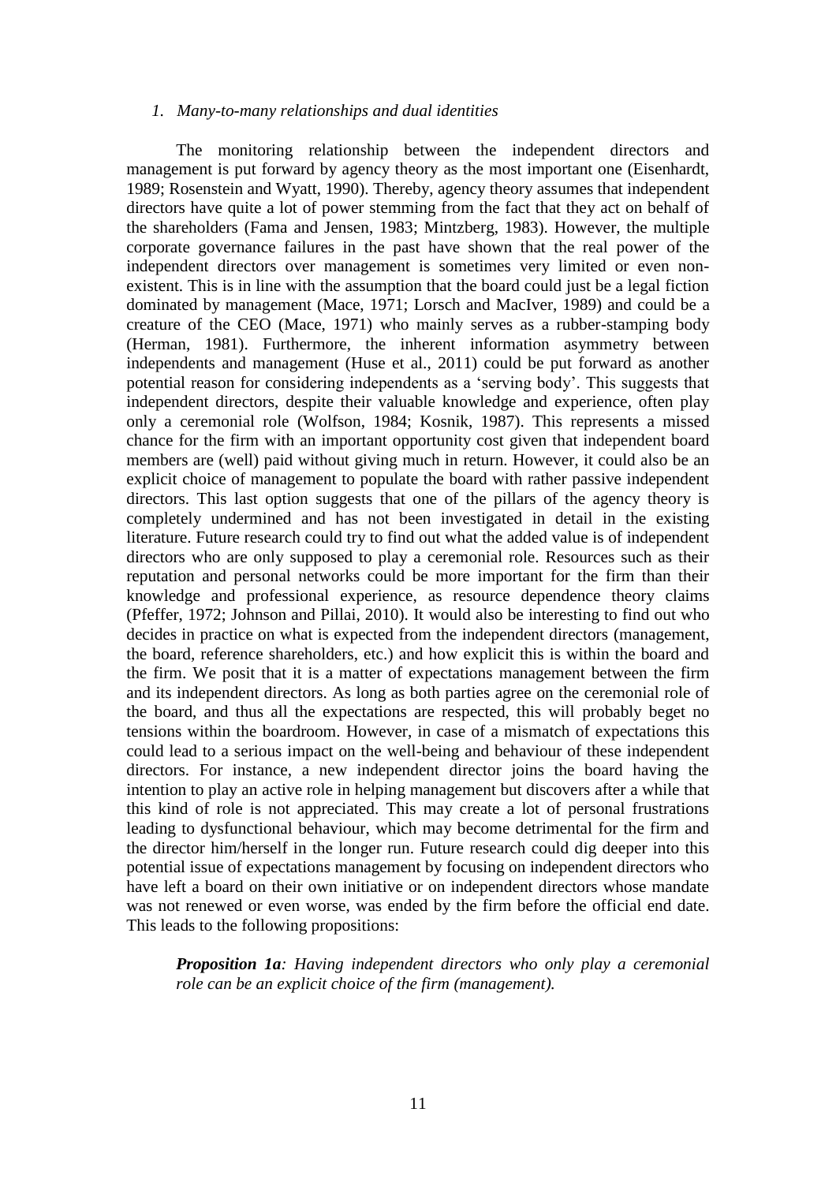*1. Many-to-many relationships and dual identities*

The monitoring relationship between the independent directors and management is put forward by agency theory as the most important one (Eisenhardt, 1989; Rosenstein and Wyatt, 1990). Thereby, agency theory assumes that independent directors have quite a lot of power stemming from the fact that they act on behalf of the shareholders (Fama and Jensen, 1983; Mintzberg, 1983). However, the multiple corporate governance failures in the past have shown that the real power of the independent directors over management is sometimes very limited or even non-existent. This is in line with the assumption that the board could just be a legal fiction dominated by management (Mace, 1971; Lorsch and MacIver, 1989) and could be a creature of the CEO (Mace, 1971) who mainly serves as a rubber-stamping body (Herman, 1981). Furthermore, the inherent information asymmetry between independents and management (Huse et al., 2011) could be put forward as another potential reason for considering independents as a 'serving body'. This suggests that independent directors, despite their valuable knowledge and experience, often play only a ceremonial role (Wolfson, 1984; Kosnik, 1987). This represents a missed chance for the firm with an important opportunity cost given that independent board members are (well) paid without giving much in return. However, it could also be an explicit choice of management to populate the board with rather passive independent directors. This last option suggests that one of the pillars of the agency theory is completely undermined and has not been investigated in detail in the existing literature. Future research could try to find out what the added value is of independent directors who are only supposed to play a ceremonial role. Resources such as their reputation and personal networks could be more important for the firm than their knowledge and professional experience, as resource dependence theory claims (Pfeffer, 1972; Johnson and Pillai, 2010). It would also be interesting to find out who decides in practice on what is expected from the independent directors (management, the board, reference shareholders, etc.) and how explicit this is within the board and the firm. We posit that it is a matter of expectations management between the firm and its independent directors. As long as both parties agree on the ceremonial role of the board, and thus all the expectations are respected, this will probably beget no tensions within the boardroom. However, in case of a mismatch of expectations this could lead to a serious impact on the well-being and behaviour of these independent directors. For instance, a new independent director joins the board having the intention to play an active role in helping management but discovers after a while that this kind of role is not appreciated. This may create a lot of personal frustrations leading to dysfunctional behaviour, which may become detrimental for the firm and the director him/herself in the longer run. Future research could dig deeper into this potential issue of expectations management by focusing on independent directors who have left a board on their own initiative or on independent directors whose mandate was not renewed or even worse, was ended by the firm before the official end date. This leads to the following propositions:

> ***Proposition 1a****: Having independent directors who only play a ceremonial role can be an explicit choice of the firm (management).*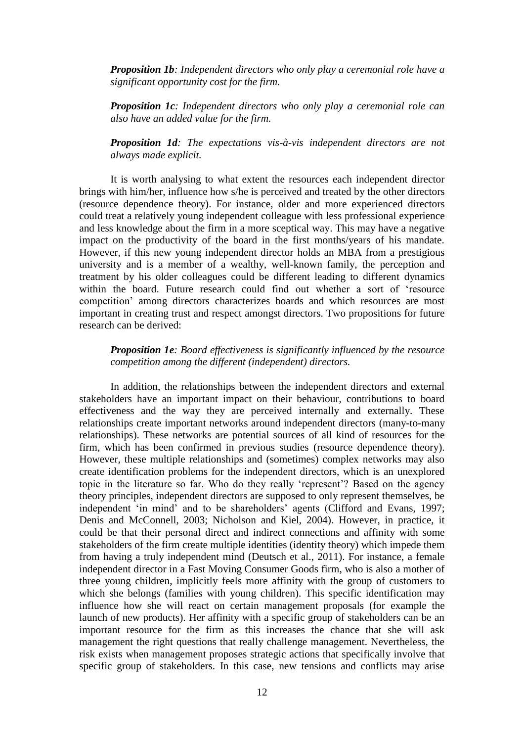***Proposition 1b**: Independent directors who only play a ceremonial role have a significant opportunity cost for the firm.*

***Proposition 1c**: Independent directors who only play a ceremonial role can also have an added value for the firm.*

***Proposition 1d**: The expectations vis-à-vis independent directors are not always made explicit.*

It is worth analysing to what extent the resources each independent director brings with him/her, influence how s/he is perceived and treated by the other directors (resource dependence theory). For instance, older and more experienced directors could treat a relatively young independent colleague with less professional experience and less knowledge about the firm in a more sceptical way. This may have a negative impact on the productivity of the board in the first months/years of his mandate. However, if this new young independent director holds an MBA from a prestigious university and is a member of a wealthy, well-known family, the perception and treatment by his older colleagues could be different leading to different dynamics within the board. Future research could find out whether a sort of 'resource competition' among directors characterizes boards and which resources are most important in creating trust and respect amongst directors. Two propositions for future research can be derived:

***Proposition 1e**: Board effectiveness is significantly influenced by the resource competition among the different (independent) directors.*

In addition, the relationships between the independent directors and external stakeholders have an important impact on their behaviour, contributions to board effectiveness and the way they are perceived internally and externally. These relationships create important networks around independent directors (many-to-many relationships). These networks are potential sources of all kind of resources for the firm, which has been confirmed in previous studies (resource dependence theory). However, these multiple relationships and (sometimes) complex networks may also create identification problems for the independent directors, which is an unexplored topic in the literature so far. Who do they really 'represent'? Based on the agency theory principles, independent directors are supposed to only represent themselves, be independent 'in mind' and to be shareholders' agents (Clifford and Evans, 1997; Denis and McConnell, 2003; Nicholson and Kiel, 2004). However, in practice, it could be that their personal direct and indirect connections and affinity with some stakeholders of the firm create multiple identities (identity theory) which impede them from having a truly independent mind (Deutsch et al., 2011). For instance, a female independent director in a Fast Moving Consumer Goods firm, who is also a mother of three young children, implicitly feels more affinity with the group of customers to which she belongs (families with young children). This specific identification may influence how she will react on certain management proposals (for example the launch of new products). Her affinity with a specific group of stakeholders can be an important resource for the firm as this increases the chance that she will ask management the right questions that really challenge management. Nevertheless, the risk exists when management proposes strategic actions that specifically involve that specific group of stakeholders. In this case, new tensions and conflicts may arise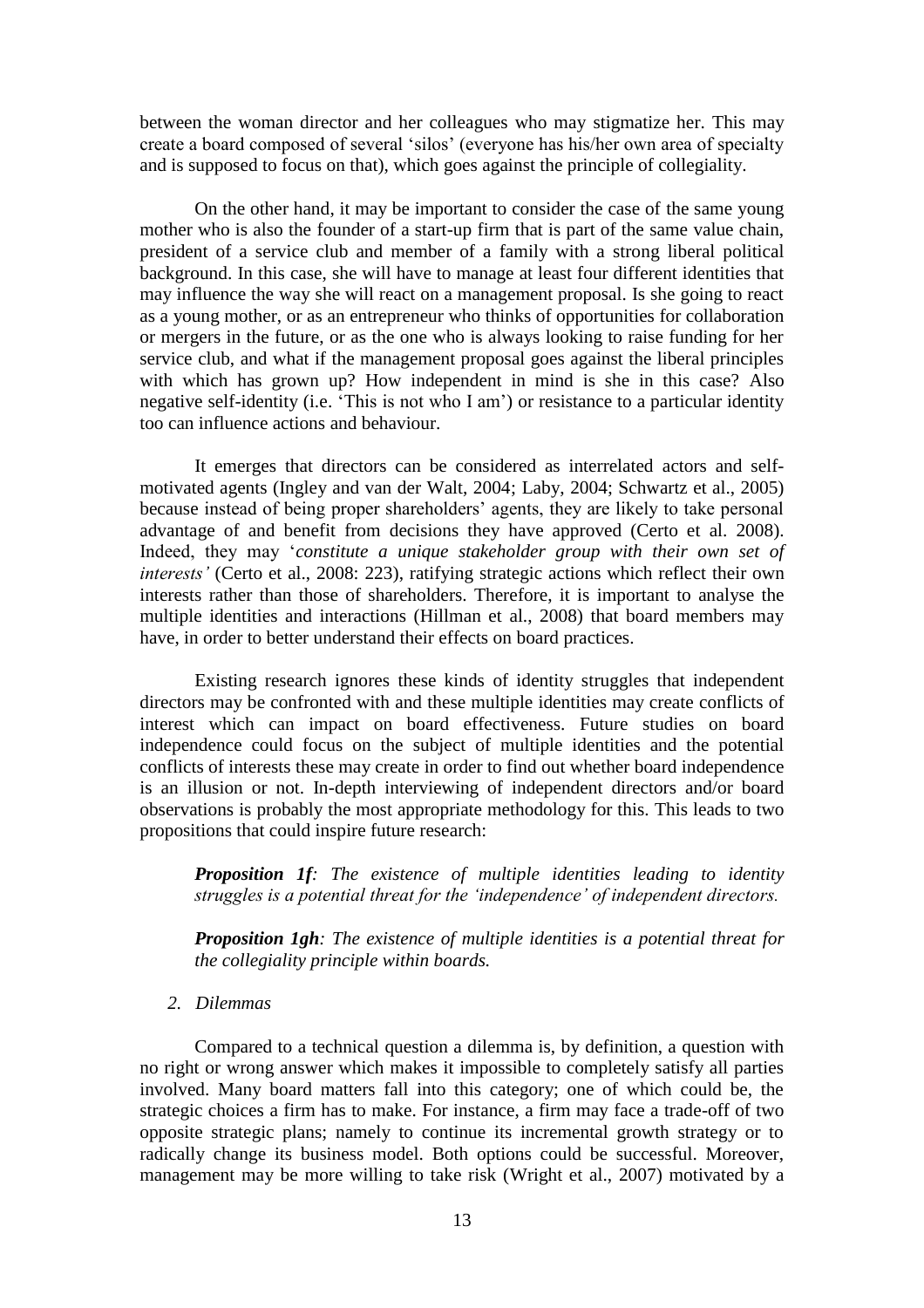between the woman director and her colleagues who may stigmatize her. This may create a board composed of several 'silos' (everyone has his/her own area of specialty and is supposed to focus on that), which goes against the principle of collegiality.

On the other hand, it may be important to consider the case of the same young mother who is also the founder of a start-up firm that is part of the same value chain, president of a service club and member of a family with a strong liberal political background. In this case, she will have to manage at least four different identities that may influence the way she will react on a management proposal. Is she going to react as a young mother, or as an entrepreneur who thinks of opportunities for collaboration or mergers in the future, or as the one who is always looking to raise funding for her service club, and what if the management proposal goes against the liberal principles with which has grown up? How independent in mind is she in this case? Also negative self-identity (i.e. 'This is not who I am') or resistance to a particular identity too can influence actions and behaviour.

It emerges that directors can be considered as interrelated actors and self-motivated agents (Ingley and van der Walt, 2004; Laby, 2004; Schwartz et al., 2005) because instead of being proper shareholders' agents, they are likely to take personal advantage of and benefit from decisions they have approved (Certo et al. 2008). Indeed, they may '*constitute a unique stakeholder group with their own set of interests'* (Certo et al., 2008: 223), ratifying strategic actions which reflect their own interests rather than those of shareholders. Therefore, it is important to analyse the multiple identities and interactions (Hillman et al., 2008) that board members may have, in order to better understand their effects on board practices.

Existing research ignores these kinds of identity struggles that independent directors may be confronted with and these multiple identities may create conflicts of interest which can impact on board effectiveness. Future studies on board independence could focus on the subject of multiple identities and the potential conflicts of interests these may create in order to find out whether board independence is an illusion or not. In-depth interviewing of independent directors and/or board observations is probably the most appropriate methodology for this. This leads to two propositions that could inspire future research:

> ***Proposition 1f****: The existence of multiple identities leading to identity struggles is a potential threat for the 'independence' of independent directors.*
>
> ***Proposition 1gh****: The existence of multiple identities is a potential threat for the collegiality principle within boards.*

*2. Dilemmas*

Compared to a technical question a dilemma is, by definition, a question with no right or wrong answer which makes it impossible to completely satisfy all parties involved. Many board matters fall into this category; one of which could be, the strategic choices a firm has to make. For instance, a firm may face a trade-off of two opposite strategic plans; namely to continue its incremental growth strategy or to radically change its business model. Both options could be successful. Moreover, management may be more willing to take risk (Wright et al., 2007) motivated by a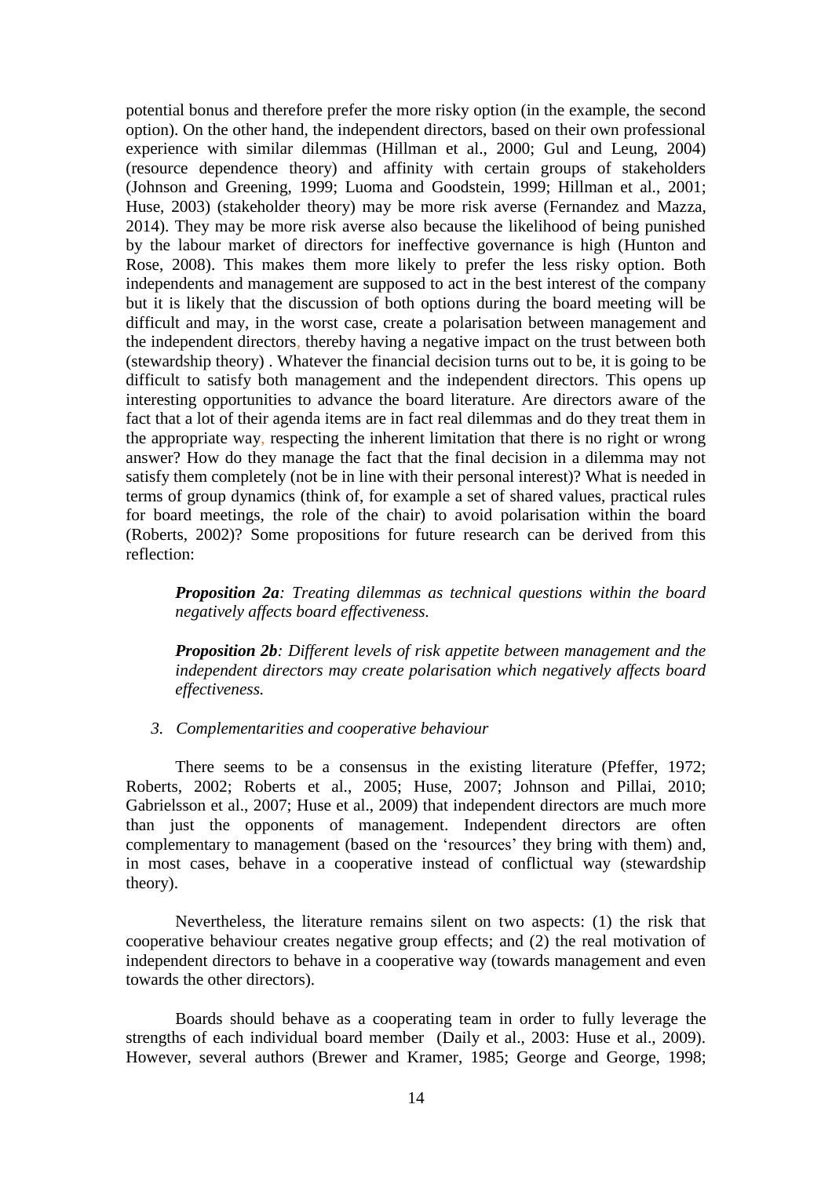potential bonus and therefore prefer the more risky option (in the example, the second option). On the other hand, the independent directors, based on their own professional experience with similar dilemmas (Hillman et al., 2000; Gul and Leung, 2004) (resource dependence theory) and affinity with certain groups of stakeholders (Johnson and Greening, 1999; Luoma and Goodstein, 1999; Hillman et al., 2001; Huse, 2003) (stakeholder theory) may be more risk averse (Fernandez and Mazza, 2014). They may be more risk averse also because the likelihood of being punished by the labour market of directors for ineffective governance is high (Hunton and Rose, 2008). This makes them more likely to prefer the less risky option. Both independents and management are supposed to act in the best interest of the company but it is likely that the discussion of both options during the board meeting will be difficult and may, in the worst case, create a polarisation between management and the independent directors, thereby having a negative impact on the trust between both (stewardship theory) . Whatever the financial decision turns out to be, it is going to be difficult to satisfy both management and the independent directors. This opens up interesting opportunities to advance the board literature. Are directors aware of the fact that a lot of their agenda items are in fact real dilemmas and do they treat them in the appropriate way, respecting the inherent limitation that there is no right or wrong answer? How do they manage the fact that the final decision in a dilemma may not satisfy them completely (not be in line with their personal interest)? What is needed in terms of group dynamics (think of, for example a set of shared values, practical rules for board meetings, the role of the chair) to avoid polarisation within the board (Roberts, 2002)? Some propositions for future research can be derived from this reflection:

> ***Proposition 2a****: Treating dilemmas as technical questions within the board negatively affects board effectiveness.*
>
> ***Proposition 2b****: Different levels of risk appetite between management and the independent directors may create polarisation which negatively affects board effectiveness.*

### *3. Complementarities and cooperative behaviour*

There seems to be a consensus in the existing literature (Pfeffer, 1972; Roberts, 2002; Roberts et al., 2005; Huse, 2007; Johnson and Pillai, 2010; Gabrielsson et al., 2007; Huse et al., 2009) that independent directors are much more than just the opponents of management. Independent directors are often complementary to management (based on the 'resources' they bring with them) and, in most cases, behave in a cooperative instead of conflictual way (stewardship theory).

Nevertheless, the literature remains silent on two aspects: (1) the risk that cooperative behaviour creates negative group effects; and (2) the real motivation of independent directors to behave in a cooperative way (towards management and even towards the other directors).

Boards should behave as a cooperating team in order to fully leverage the strengths of each individual board member (Daily et al., 2003: Huse et al., 2009). However, several authors (Brewer and Kramer, 1985; George and George, 1998;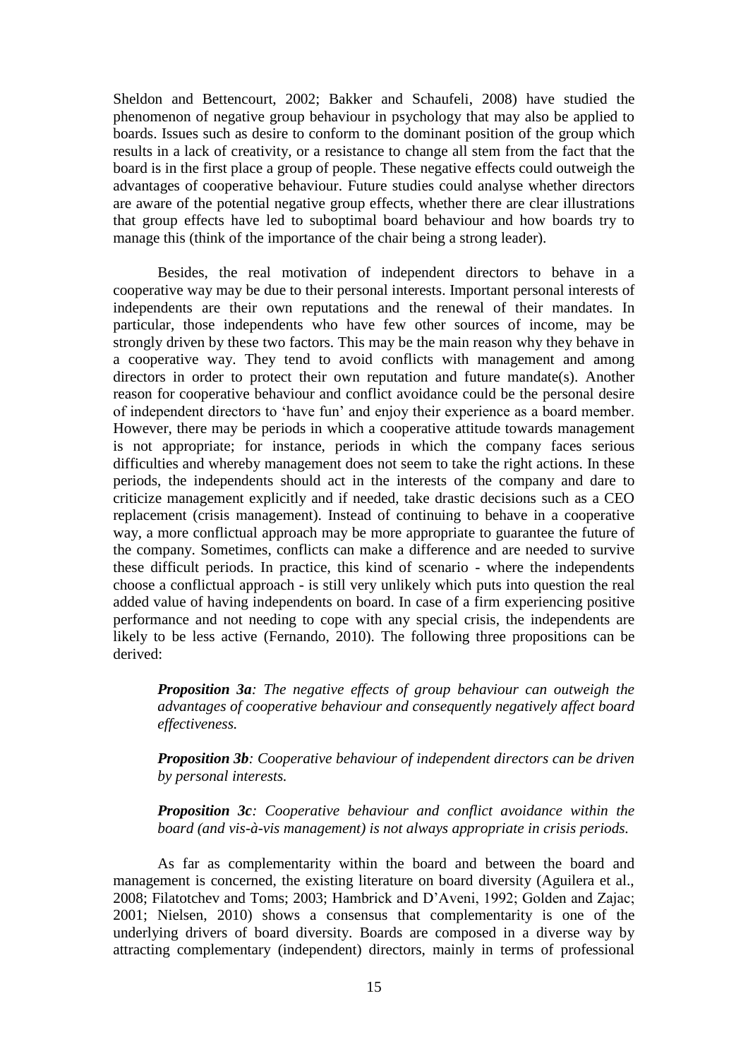Sheldon and Bettencourt, 2002; Bakker and Schaufeli, 2008) have studied the phenomenon of negative group behaviour in psychology that may also be applied to boards. Issues such as desire to conform to the dominant position of the group which results in a lack of creativity, or a resistance to change all stem from the fact that the board is in the first place a group of people. These negative effects could outweigh the advantages of cooperative behaviour. Future studies could analyse whether directors are aware of the potential negative group effects, whether there are clear illustrations that group effects have led to suboptimal board behaviour and how boards try to manage this (think of the importance of the chair being a strong leader).

Besides, the real motivation of independent directors to behave in a cooperative way may be due to their personal interests. Important personal interests of independents are their own reputations and the renewal of their mandates. In particular, those independents who have few other sources of income, may be strongly driven by these two factors. This may be the main reason why they behave in a cooperative way. They tend to avoid conflicts with management and among directors in order to protect their own reputation and future mandate(s). Another reason for cooperative behaviour and conflict avoidance could be the personal desire of independent directors to 'have fun' and enjoy their experience as a board member. However, there may be periods in which a cooperative attitude towards management is not appropriate; for instance, periods in which the company faces serious difficulties and whereby management does not seem to take the right actions. In these periods, the independents should act in the interests of the company and dare to criticize management explicitly and if needed, take drastic decisions such as a CEO replacement (crisis management). Instead of continuing to behave in a cooperative way, a more conflictual approach may be more appropriate to guarantee the future of the company. Sometimes, conflicts can make a difference and are needed to survive these difficult periods. In practice, this kind of scenario - where the independents choose a conflictual approach - is still very unlikely which puts into question the real added value of having independents on board. In case of a firm experiencing positive performance and not needing to cope with any special crisis, the independents are likely to be less active (Fernando, 2010). The following three propositions can be derived:

***Proposition 3a****: The negative effects of group behaviour can outweigh the advantages of cooperative behaviour and consequently negatively affect board effectiveness.*

***Proposition 3b****: Cooperative behaviour of independent directors can be driven by personal interests.*

***Proposition 3c****: Cooperative behaviour and conflict avoidance within the board (and vis-à-vis management) is not always appropriate in crisis periods.*

As far as complementarity within the board and between the board and management is concerned, the existing literature on board diversity (Aguilera et al., 2008; Filatotchev and Toms; 2003; Hambrick and D'Aveni, 1992; Golden and Zajac; 2001; Nielsen, 2010) shows a consensus that complementarity is one of the underlying drivers of board diversity. Boards are composed in a diverse way by attracting complementary (independent) directors, mainly in terms of professional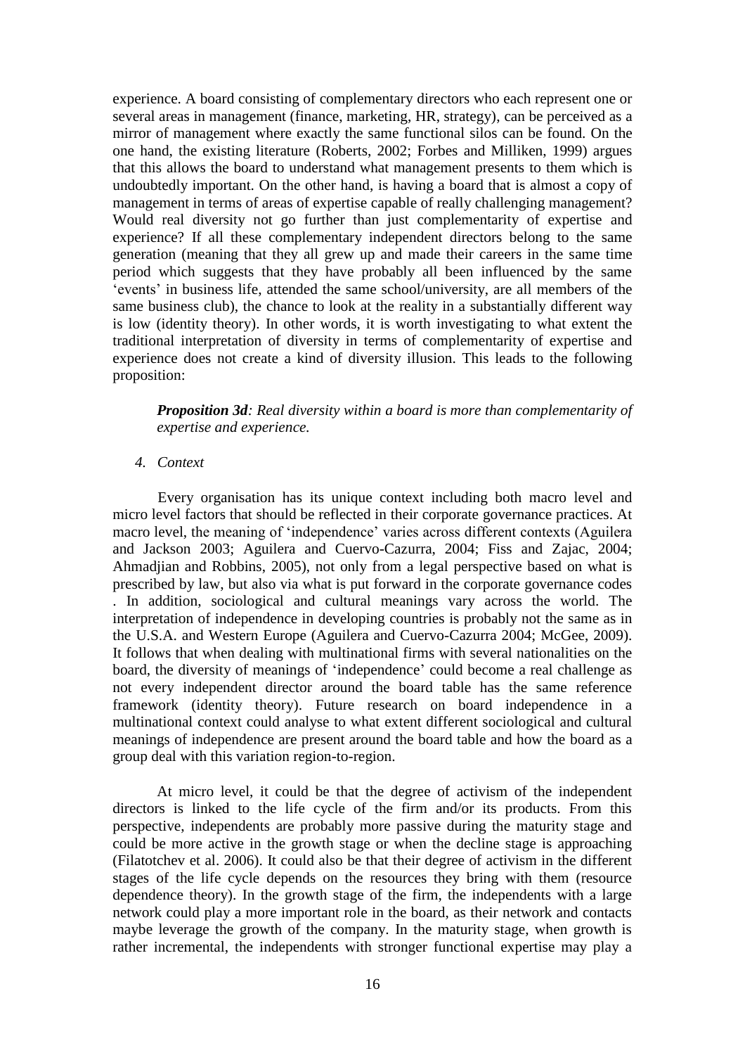experience. A board consisting of complementary directors who each represent one or several areas in management (finance, marketing, HR, strategy), can be perceived as a mirror of management where exactly the same functional silos can be found. On the one hand, the existing literature (Roberts, 2002; Forbes and Milliken, 1999) argues that this allows the board to understand what management presents to them which is undoubtedly important. On the other hand, is having a board that is almost a copy of management in terms of areas of expertise capable of really challenging management? Would real diversity not go further than just complementarity of expertise and experience? If all these complementary independent directors belong to the same generation (meaning that they all grew up and made their careers in the same time period which suggests that they have probably all been influenced by the same 'events' in business life, attended the same school/university, are all members of the same business club), the chance to look at the reality in a substantially different way is low (identity theory). In other words, it is worth investigating to what extent the traditional interpretation of diversity in terms of complementarity of expertise and experience does not create a kind of diversity illusion. This leads to the following proposition:

> ***Proposition 3d**: Real diversity within a board is more than complementarity of expertise and experience.*

*4. Context*

Every organisation has its unique context including both macro level and micro level factors that should be reflected in their corporate governance practices. At macro level, the meaning of 'independence' varies across different contexts (Aguilera and Jackson 2003; Aguilera and Cuervo-Cazurra, 2004; Fiss and Zajac, 2004; Ahmadjian and Robbins, 2005), not only from a legal perspective based on what is prescribed by law, but also via what is put forward in the corporate governance codes . In addition, sociological and cultural meanings vary across the world. The interpretation of independence in developing countries is probably not the same as in the U.S.A. and Western Europe (Aguilera and Cuervo-Cazurra 2004; McGee, 2009). It follows that when dealing with multinational firms with several nationalities on the board, the diversity of meanings of 'independence' could become a real challenge as not every independent director around the board table has the same reference framework (identity theory). Future research on board independence in a multinational context could analyse to what extent different sociological and cultural meanings of independence are present around the board table and how the board as a group deal with this variation region-to-region.

At micro level, it could be that the degree of activism of the independent directors is linked to the life cycle of the firm and/or its products. From this perspective, independents are probably more passive during the maturity stage and could be more active in the growth stage or when the decline stage is approaching (Filatotchev et al. 2006). It could also be that their degree of activism in the different stages of the life cycle depends on the resources they bring with them (resource dependence theory). In the growth stage of the firm, the independents with a large network could play a more important role in the board, as their network and contacts maybe leverage the growth of the company. In the maturity stage, when growth is rather incremental, the independents with stronger functional expertise may play a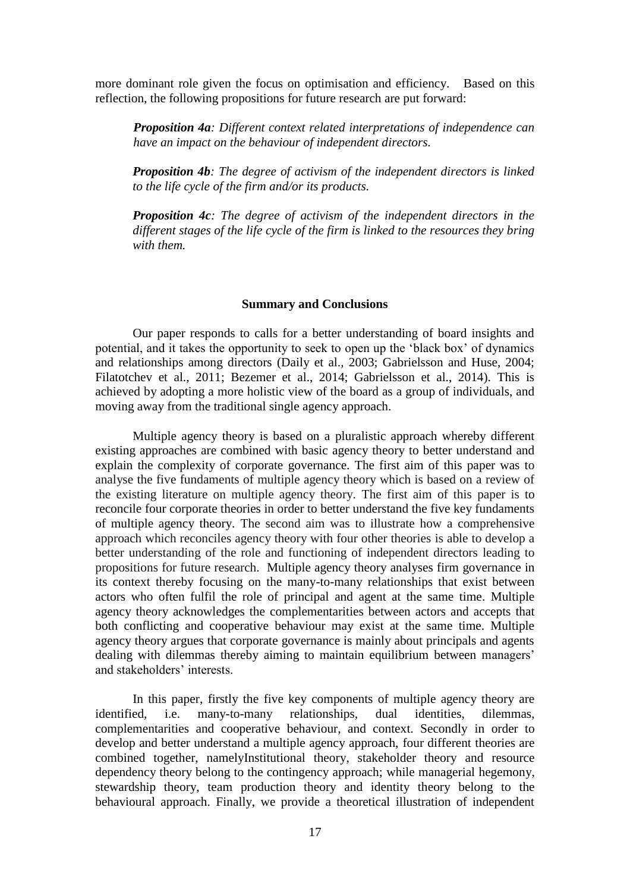more dominant role given the focus on optimisation and efficiency. Based on this reflection, the following propositions for future research are put forward:

> ***Proposition 4a****: Different context related interpretations of independence can have an impact on the behaviour of independent directors.*
>
> ***Proposition 4b****: The degree of activism of the independent directors is linked to the life cycle of the firm and/or its products.*
>
> ***Proposition 4c****: The degree of activism of the independent directors in the different stages of the life cycle of the firm is linked to the resources they bring with them.*

## Summary and Conclusions

Our paper responds to calls for a better understanding of board insights and potential, and it takes the opportunity to seek to open up the 'black box' of dynamics and relationships among directors (Daily et al., 2003; Gabrielsson and Huse, 2004; Filatotchev et al., 2011; Bezemer et al., 2014; Gabrielsson et al., 2014). This is achieved by adopting a more holistic view of the board as a group of individuals, and moving away from the traditional single agency approach.

Multiple agency theory is based on a pluralistic approach whereby different existing approaches are combined with basic agency theory to better understand and explain the complexity of corporate governance. The first aim of this paper was to analyse the five fundaments of multiple agency theory which is based on a review of the existing literature on multiple agency theory. The first aim of this paper is to reconcile four corporate theories in order to better understand the five key fundaments of multiple agency theory. The second aim was to illustrate how a comprehensive approach which reconciles agency theory with four other theories is able to develop a better understanding of the role and functioning of independent directors leading to propositions for future research. Multiple agency theory analyses firm governance in its context thereby focusing on the many-to-many relationships that exist between actors who often fulfil the role of principal and agent at the same time. Multiple agency theory acknowledges the complementarities between actors and accepts that both conflicting and cooperative behaviour may exist at the same time. Multiple agency theory argues that corporate governance is mainly about principals and agents dealing with dilemmas thereby aiming to maintain equilibrium between managers' and stakeholders' interests.

In this paper, firstly the five key components of multiple agency theory are identified, i.e. many-to-many relationships, dual identities, dilemmas, complementarities and cooperative behaviour, and context. Secondly in order to develop and better understand a multiple agency approach, four different theories are combined together, namelyInstitutional theory, stakeholder theory and resource dependency theory belong to the contingency approach; while managerial hegemony, stewardship theory, team production theory and identity theory belong to the behavioural approach. Finally, we provide a theoretical illustration of independent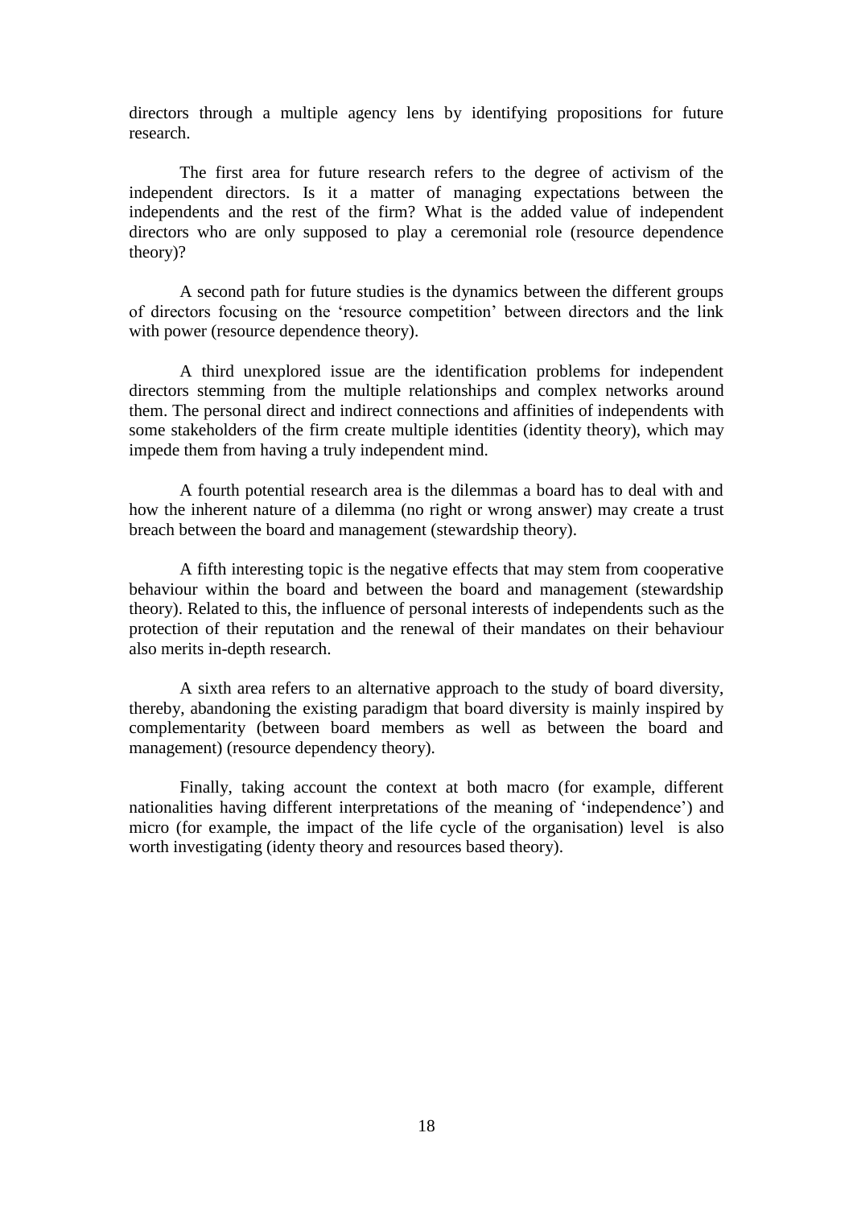directors through a multiple agency lens by identifying propositions for future research.

The first area for future research refers to the degree of activism of the independent directors. Is it a matter of managing expectations between the independents and the rest of the firm? What is the added value of independent directors who are only supposed to play a ceremonial role (resource dependence theory)?

A second path for future studies is the dynamics between the different groups of directors focusing on the 'resource competition' between directors and the link with power (resource dependence theory).

A third unexplored issue are the identification problems for independent directors stemming from the multiple relationships and complex networks around them. The personal direct and indirect connections and affinities of independents with some stakeholders of the firm create multiple identities (identity theory), which may impede them from having a truly independent mind.

A fourth potential research area is the dilemmas a board has to deal with and how the inherent nature of a dilemma (no right or wrong answer) may create a trust breach between the board and management (stewardship theory).

A fifth interesting topic is the negative effects that may stem from cooperative behaviour within the board and between the board and management (stewardship theory). Related to this, the influence of personal interests of independents such as the protection of their reputation and the renewal of their mandates on their behaviour also merits in-depth research.

A sixth area refers to an alternative approach to the study of board diversity, thereby, abandoning the existing paradigm that board diversity is mainly inspired by complementarity (between board members as well as between the board and management) (resource dependency theory).

Finally, taking account the context at both macro (for example, different nationalities having different interpretations of the meaning of 'independence') and micro (for example, the impact of the life cycle of the organisation) level is also worth investigating (identy theory and resources based theory).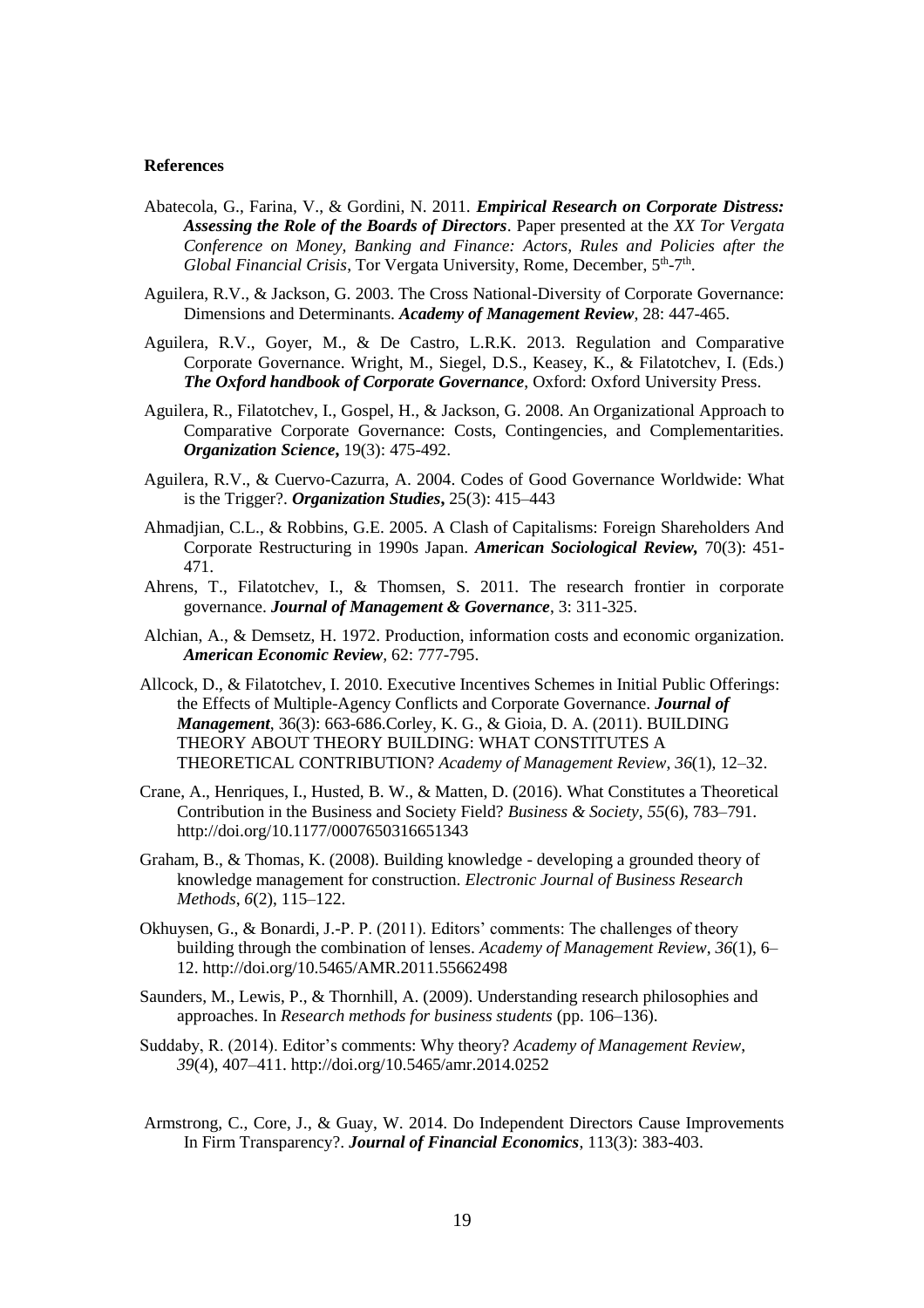**References**

Abatecola, G., Farina, V., & Gordini, N. 2011. ***Empirical Research on Corporate Distress: Assessing the Role of the Boards of Directors***. Paper presented at the *XX Tor Vergata Conference on Money, Banking and Finance: Actors, Rules and Policies after the Global Financial Crisis*, Tor Vergata University, Rome, December, 5th-7th.

Aguilera, R.V., & Jackson, G. 2003. The Cross National-Diversity of Corporate Governance: Dimensions and Determinants. ***Academy of Management Review***, 28: 447-465.

Aguilera, R.V., Goyer, M., & De Castro, L.R.K. 2013. Regulation and Comparative Corporate Governance. Wright, M., Siegel, D.S., Keasey, K., & Filatotchev, I. (Eds.) ***The Oxford handbook of Corporate Governance***, Oxford: Oxford University Press.

Aguilera, R., Filatotchev, I., Gospel, H., & Jackson, G. 2008. An Organizational Approach to Comparative Corporate Governance: Costs, Contingencies, and Complementarities. ***Organization Science*,** 19(3): 475-492.

Aguilera, R.V., & Cuervo-Cazurra, A. 2004. Codes of Good Governance Worldwide: What is the Trigger?. ***Organization Studies*,** 25(3): 415–443

Ahmadjian, C.L., & Robbins, G.E. 2005. A Clash of Capitalisms: Foreign Shareholders And Corporate Restructuring in 1990s Japan. ***American Sociological Review*,** 70(3): 451-471.

Ahrens, T., Filatotchev, I., & Thomsen, S. 2011. The research frontier in corporate governance. ***Journal of Management & Governance***, 3: 311-325.

Alchian, A., & Demsetz, H. 1972. Production, information costs and economic organization. ***American Economic Review***, 62: 777-795.

Allcock, D., & Filatotchev, I. 2010. Executive Incentives Schemes in Initial Public Offerings: the Effects of Multiple-Agency Conflicts and Corporate Governance. ***Journal of Management***, 36(3): 663-686.Corley, K. G., & Gioia, D. A. (2011). BUILDING THEORY ABOUT THEORY BUILDING: WHAT CONSTITUTES A THEORETICAL CONTRIBUTION? *Academy of Management Review*, *36*(1), 12–32.

Crane, A., Henriques, I., Husted, B. W., & Matten, D. (2016). What Constitutes a Theoretical Contribution in the Business and Society Field? *Business & Society*, *55*(6), 783–791. http://doi.org/10.1177/0007650316651343

Graham, B., & Thomas, K. (2008). Building knowledge - developing a grounded theory of knowledge management for construction. *Electronic Journal of Business Research Methods*, *6*(2), 115–122.

Okhuysen, G., & Bonardi, J.-P. P. (2011). Editors' comments: The challenges of theory building through the combination of lenses. *Academy of Management Review*, *36*(1), 6–12. http://doi.org/10.5465/AMR.2011.55662498

Saunders, M., Lewis, P., & Thornhill, A. (2009). Understanding research philosophies and approaches. In *Research methods for business students* (pp. 106–136).

Suddaby, R. (2014). Editor's comments: Why theory? *Academy of Management Review*, *39*(4), 407–411. http://doi.org/10.5465/amr.2014.0252

Armstrong, C., Core, J., & Guay, W. 2014. Do Independent Directors Cause Improvements In Firm Transparency?. ***Journal of Financial Economics***, 113(3): 383-403.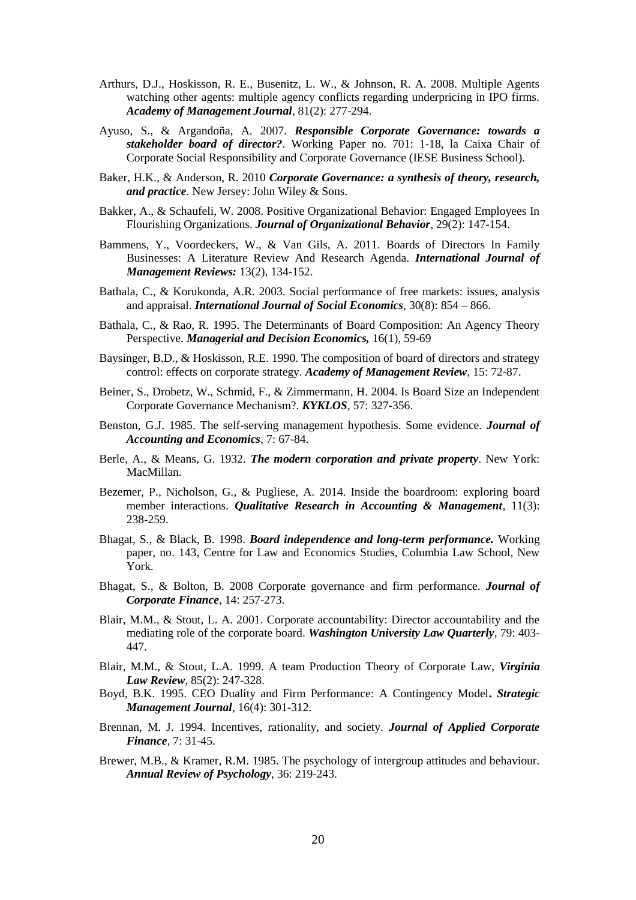Arthurs, D.J., Hoskisson, R. E., Busenitz, L. W., & Johnson, R. A. 2008. Multiple Agents watching other agents: multiple agency conflicts regarding underpricing in IPO firms. ***Academy of Management Journal***, 81(2): 277-294.

Ayuso, S., & Argandoña, A. 2007. ***Responsible Corporate Governance: towards a stakeholder board of director?***. Working Paper no. 701: 1-18, la Caixa Chair of Corporate Social Responsibility and Corporate Governance (IESE Business School).

Baker, H.K., & Anderson, R. 2010 ***Corporate Governance: a synthesis of theory, research, and practice***. New Jersey: John Wiley & Sons.

Bakker, A., & Schaufeli, W. 2008. Positive Organizational Behavior: Engaged Employees In Flourishing Organizations. ***Journal of Organizational Behavior***, 29(2): 147-154.

Bammens, Y., Voordeckers, W., & Van Gils, A. 2011. Boards of Directors In Family Businesses: A Literature Review And Research Agenda. ***International Journal of Management Reviews:*** 13(2), 134-152.

Bathala, C., & Korukonda, A.R. 2003. Social performance of free markets: issues, analysis and appraisal. ***International Journal of Social Economics***, 30(8): 854 – 866.

Bathala, C., & Rao, R. 1995. The Determinants of Board Composition: An Agency Theory Perspective. ***Managerial and Decision Economics,*** 16(1), 59-69

Baysinger, B.D., & Hoskisson, R.E. 1990. The composition of board of directors and strategy control: effects on corporate strategy. ***Academy of Management Review***, 15: 72-87.

Beiner, S., Drobetz, W., Schmid, F., & Zimmermann, H. 2004. Is Board Size an Independent Corporate Governance Mechanism?. ***KYKLOS***, 57: 327-356.

Benston, G.J. 1985. The self-serving management hypothesis. Some evidence. ***Journal of Accounting and Economics***, 7: 67-84.

Berle, A., & Means, G. 1932. ***The modern corporation and private property***. New York: MacMillan.

Bezemer, P., Nicholson, G., & Pugliese, A. 2014. Inside the boardroom: exploring board member interactions. ***Qualitative Research in Accounting & Management***, 11(3): 238-259.

Bhagat, S., & Black, B. 1998. ***Board independence and long-term performance.*** Working paper, no. 143, Centre for Law and Economics Studies, Columbia Law School, New York.

Bhagat, S., & Bolton, B. 2008 Corporate governance and firm performance. ***Journal of Corporate Finance***, 14: 257-273.

Blair, M.M., & Stout, L. A. 2001. Corporate accountability: Director accountability and the mediating role of the corporate board. ***Washington University Law Quarterly***, 79: 403-447.

Blair, M.M., & Stout, L.A. 1999. A team Production Theory of Corporate Law, ***Virginia Law Review***, 85(2): 247-328.

Boyd, B.K. 1995. CEO Duality and Firm Performance: A Contingency Model**.** ***Strategic Management Journal***, 16(4): 301-312.

Brennan, M. J. 1994. Incentives, rationality, and society. ***Journal of Applied Corporate Finance***, 7: 31-45.

Brewer, M.B., & Kramer, R.M. 1985. The psychology of intergroup attitudes and behaviour. ***Annual Review of Psychology***, 36: 219-243.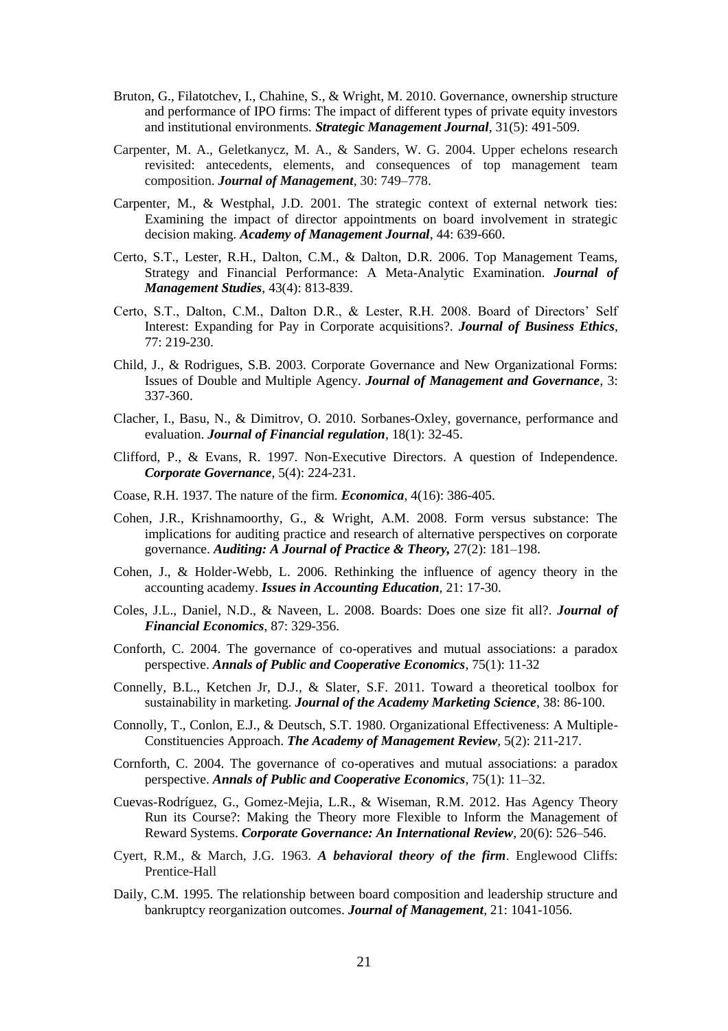Bruton, G., Filatotchev, I., Chahine, S., & Wright, M. 2010. Governance, ownership structure and performance of IPO firms: The impact of different types of private equity investors and institutional environments. ***Strategic Management Journal***, 31(5): 491-509.

Carpenter, M. A., Geletkanycz, M. A., & Sanders, W. G. 2004. Upper echelons research revisited: antecedents, elements, and consequences of top management team composition. ***Journal of Management***, 30: 749–778.

Carpenter, M., & Westphal, J.D. 2001. The strategic context of external network ties: Examining the impact of director appointments on board involvement in strategic decision making. ***Academy of Management Journal***, 44: 639-660.

Certo, S.T., Lester, R.H., Dalton, C.M., & Dalton, D.R. 2006. Top Management Teams, Strategy and Financial Performance: A Meta-Analytic Examination. ***Journal of Management Studies***, 43(4): 813-839.

Certo, S.T., Dalton, C.M., Dalton D.R., & Lester, R.H. 2008. Board of Directors' Self Interest: Expanding for Pay in Corporate acquisitions?. ***Journal of Business Ethics***, 77: 219-230.

Child, J., & Rodrigues, S.B. 2003. Corporate Governance and New Organizational Forms: Issues of Double and Multiple Agency. ***Journal of Management and Governance***, 3: 337-360.

Clacher, I., Basu, N., & Dimitrov, O. 2010. Sorbanes-Oxley, governance, performance and evaluation. ***Journal of Financial regulation***, 18(1): 32-45.

Clifford, P., & Evans, R. 1997. Non-Executive Directors. A question of Independence. ***Corporate Governance***, 5(4): 224-231.

Coase, R.H. 1937. The nature of the firm. ***Economica***, 4(16): 386-405.

Cohen, J.R., Krishnamoorthy, G., & Wright, A.M. 2008. Form versus substance: The implications for auditing practice and research of alternative perspectives on corporate governance. ***Auditing: A Journal of Practice & Theory,*** 27(2): 181–198.

Cohen, J., & Holder-Webb, L. 2006. Rethinking the influence of agency theory in the accounting academy. ***Issues in Accounting Education***, 21: 17-30.

Coles, J.L., Daniel, N.D., & Naveen, L. 2008. Boards: Does one size fit all?. ***Journal of Financial Economics***, 87: 329-356.

Conforth, C. 2004. The governance of co-operatives and mutual associations: a paradox perspective. ***Annals of Public and Cooperative Economics***, 75(1): 11-32

Connelly, B.L., Ketchen Jr, D.J., & Slater, S.F. 2011. Toward a theoretical toolbox for sustainability in marketing. ***Journal of the Academy Marketing Science***, 38: 86-100.

Connolly, T., Conlon, E.J., & Deutsch, S.T. 1980. Organizational Effectiveness: A Multiple-Constituencies Approach. ***The Academy of Management Review***, 5(2): 211-217.

Cornforth, C. 2004. The governance of co-operatives and mutual associations: a paradox perspective. ***Annals of Public and Cooperative Economics***, 75(1): 11–32.

Cuevas-Rodríguez, G., Gomez-Mejia, L.R., & Wiseman, R.M. 2012. Has Agency Theory Run its Course?: Making the Theory more Flexible to Inform the Management of Reward Systems. ***Corporate Governance: An International Review***, 20(6): 526–546.

Cyert, R.M., & March, J.G. 1963. ***A behavioral theory of the firm***. Englewood Cliffs: Prentice-Hall

Daily, C.M. 1995. The relationship between board composition and leadership structure and bankruptcy reorganization outcomes. ***Journal of Management***, 21: 1041-1056.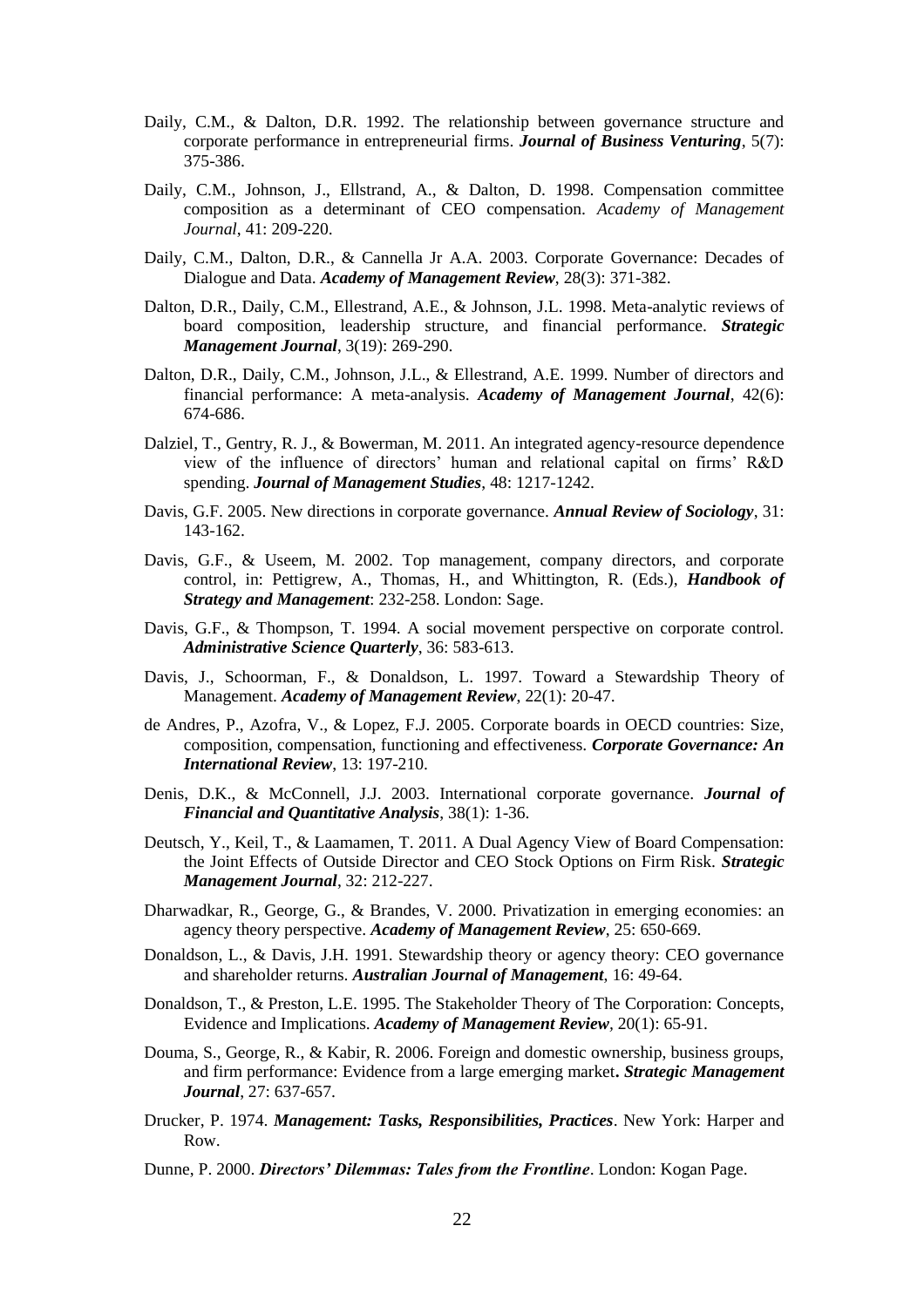Daily, C.M., & Dalton, D.R. 1992. The relationship between governance structure and corporate performance in entrepreneurial firms. ***Journal of Business Venturing***, 5(7): 375-386.

Daily, C.M., Johnson, J., Ellstrand, A., & Dalton, D. 1998. Compensation committee composition as a determinant of CEO compensation. *Academy of Management Journal*, 41: 209-220.

Daily, C.M., Dalton, D.R., & Cannella Jr A.A. 2003. Corporate Governance: Decades of Dialogue and Data. ***Academy of Management Review***, 28(3): 371-382.

Dalton, D.R., Daily, C.M., Ellestrand, A.E., & Johnson, J.L. 1998. Meta-analytic reviews of board composition, leadership structure, and financial performance. ***Strategic Management Journal***, 3(19): 269-290.

Dalton, D.R., Daily, C.M., Johnson, J.L., & Ellestrand, A.E. 1999. Number of directors and financial performance: A meta-analysis. ***Academy of Management Journal***, 42(6): 674-686.

Dalziel, T., Gentry, R. J., & Bowerman, M. 2011. An integrated agency-resource dependence view of the influence of directors' human and relational capital on firms' R&D spending. ***Journal of Management Studies***, 48: 1217-1242.

Davis, G.F. 2005. New directions in corporate governance. ***Annual Review of Sociology***, 31: 143-162.

Davis, G.F., & Useem, M. 2002. Top management, company directors, and corporate control, in: Pettigrew, A., Thomas, H., and Whittington, R. (Eds.), ***Handbook of Strategy and Management***: 232-258. London: Sage.

Davis, G.F., & Thompson, T. 1994. A social movement perspective on corporate control. ***Administrative Science Quarterly***, 36: 583-613.

Davis, J., Schoorman, F., & Donaldson, L. 1997. Toward a Stewardship Theory of Management. ***Academy of Management Review***, 22(1): 20-47.

de Andres, P., Azofra, V., & Lopez, F.J. 2005. Corporate boards in OECD countries: Size, composition, compensation, functioning and effectiveness. ***Corporate Governance: An International Review***, 13: 197-210.

Denis, D.K., & McConnell, J.J. 2003. International corporate governance. ***Journal of Financial and Quantitative Analysis***, 38(1): 1-36.

Deutsch, Y., Keil, T., & Laamamen, T. 2011. A Dual Agency View of Board Compensation: the Joint Effects of Outside Director and CEO Stock Options on Firm Risk. ***Strategic Management Journal***, 32: 212-227.

Dharwadkar, R., George, G., & Brandes, V. 2000. Privatization in emerging economies: an agency theory perspective. ***Academy of Management Review***, 25: 650-669.

Donaldson, L., & Davis, J.H. 1991. Stewardship theory or agency theory: CEO governance and shareholder returns. ***Australian Journal of Management***, 16: 49-64.

Donaldson, T., & Preston, L.E. 1995. The Stakeholder Theory of The Corporation: Concepts, Evidence and Implications. ***Academy of Management Review***, 20(1): 65-91.

Douma, S., George, R., & Kabir, R. 2006. Foreign and domestic ownership, business groups, and firm performance: Evidence from a large emerging market**.** ***Strategic Management Journal***, 27: 637-657.

Drucker, P. 1974. ***Management: Tasks, Responsibilities, Practices***. New York: Harper and Row.

Dunne, P. 2000. ***Directors' Dilemmas: Tales from the Frontline***. London: Kogan Page.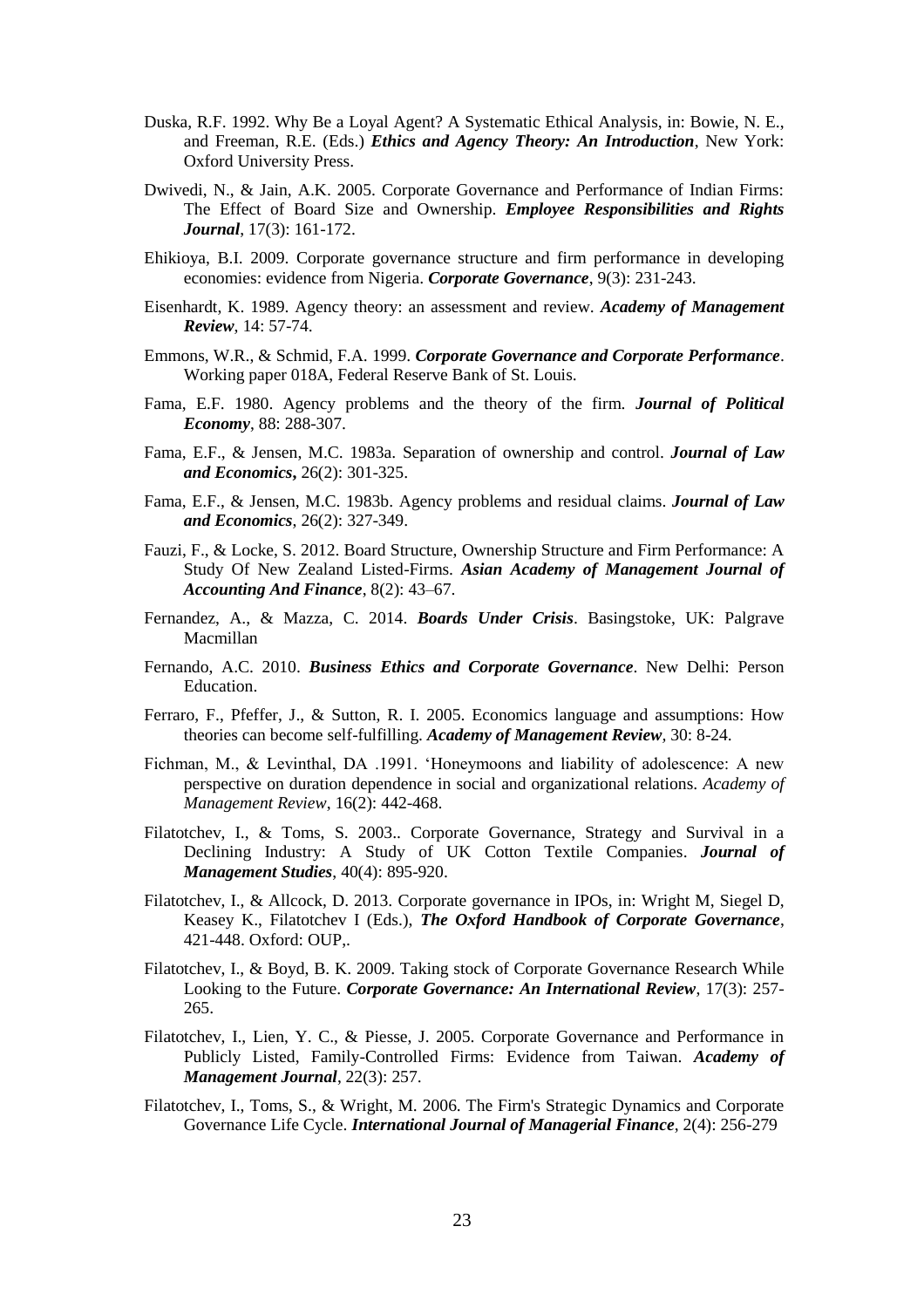Duska, R.F. 1992. Why Be a Loyal Agent? A Systematic Ethical Analysis, in: Bowie, N. E., and Freeman, R.E. (Eds.) ***Ethics and Agency Theory: An Introduction***, New York: Oxford University Press.

Dwivedi, N., & Jain, A.K. 2005. Corporate Governance and Performance of Indian Firms: The Effect of Board Size and Ownership. ***Employee Responsibilities and Rights Journal***, 17(3): 161-172.

Ehikioya, B.I. 2009. Corporate governance structure and firm performance in developing economies: evidence from Nigeria. ***Corporate Governance***, 9(3): 231-243.

Eisenhardt, K. 1989. Agency theory: an assessment and review. ***Academy of Management Review***, 14: 57-74.

Emmons, W.R., & Schmid, F.A. 1999. ***Corporate Governance and Corporate Performance***. Working paper 018A, Federal Reserve Bank of St. Louis.

Fama, E.F. 1980. Agency problems and the theory of the firm. ***Journal of Political Economy***, 88: 288-307.

Fama, E.F., & Jensen, M.C. 1983a. Separation of ownership and control. ***Journal of Law and Economics*,** 26(2): 301-325.

Fama, E.F., & Jensen, M.C. 1983b. Agency problems and residual claims. ***Journal of Law and Economics***, 26(2): 327-349.

Fauzi, F., & Locke, S. 2012. Board Structure, Ownership Structure and Firm Performance: A Study Of New Zealand Listed-Firms. ***Asian Academy of Management Journal of Accounting And Finance***, 8(2): 43–67.

Fernandez, A., & Mazza, C. 2014. ***Boards Under Crisis***. Basingstoke, UK: Palgrave Macmillan

Fernando, A.C. 2010. ***Business Ethics and Corporate Governance***. New Delhi: Person Education.

Ferraro, F., Pfeffer, J., & Sutton, R. I. 2005. Economics language and assumptions: How theories can become self-fulfilling. ***Academy of Management Review***, 30: 8-24.

Fichman, M., & Levinthal, DA .1991. 'Honeymoons and liability of adolescence: A new perspective on duration dependence in social and organizational relations. *Academy of Management Review*, 16(2): 442-468.

Filatotchev, I., & Toms, S. 2003.. Corporate Governance, Strategy and Survival in a Declining Industry: A Study of UK Cotton Textile Companies. ***Journal of Management Studies***, 40(4): 895-920.

Filatotchev, I., & Allcock, D. 2013. Corporate governance in IPOs, in: Wright M, Siegel D, Keasey K., Filatotchev I (Eds.), ***The Oxford Handbook of Corporate Governance***, 421-448. Oxford: OUP,.

Filatotchev, I., & Boyd, B. K. 2009. Taking stock of Corporate Governance Research While Looking to the Future. ***Corporate Governance: An International Review***, 17(3): 257-265.

Filatotchev, I., Lien, Y. C., & Piesse, J. 2005. Corporate Governance and Performance in Publicly Listed, Family-Controlled Firms: Evidence from Taiwan. ***Academy of Management Journal***, 22(3): 257.

Filatotchev, I., Toms, S., & Wright, M. 2006. The Firm's Strategic Dynamics and Corporate Governance Life Cycle. ***International Journal of Managerial Finance***, 2(4): 256-279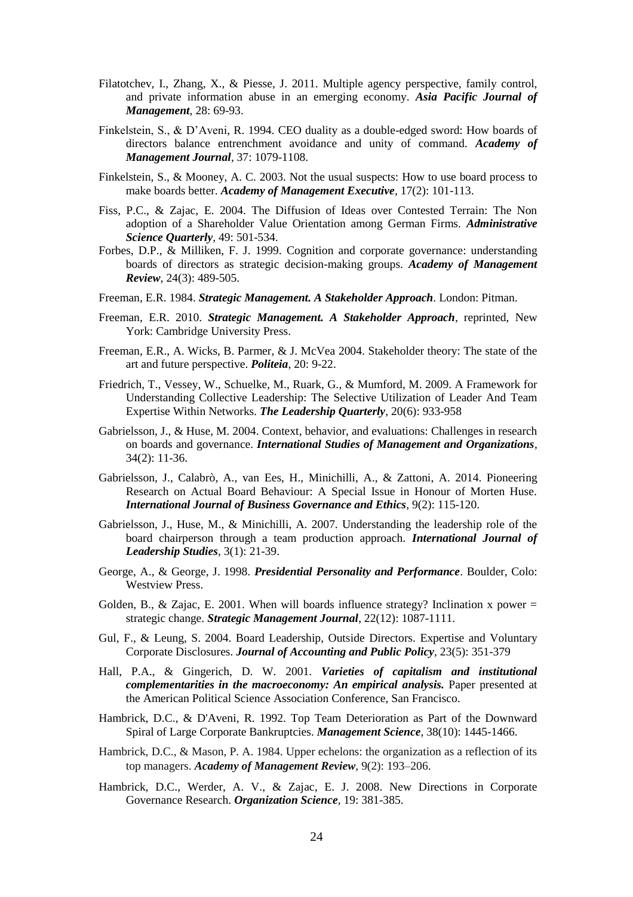Filatotchev, I., Zhang, X., & Piesse, J. 2011. Multiple agency perspective, family control, and private information abuse in an emerging economy. ***Asia Pacific Journal of Management***, 28: 69-93.

Finkelstein, S., & D'Aveni, R. 1994. CEO duality as a double-edged sword: How boards of directors balance entrenchment avoidance and unity of command. ***Academy of Management Journal***, 37: 1079-1108.

Finkelstein, S., & Mooney, A. C. 2003. Not the usual suspects: How to use board process to make boards better. ***Academy of Management Executive***, 17(2): 101-113.

Fiss, P.C., & Zajac, E. 2004. The Diffusion of Ideas over Contested Terrain: The Non adoption of a Shareholder Value Orientation among German Firms. ***Administrative Science Quarterly***, 49: 501-534.

Forbes, D.P., & Milliken, F. J. 1999. Cognition and corporate governance: understanding boards of directors as strategic decision-making groups. ***Academy of Management Review***, 24(3): 489-505.

Freeman, E.R. 1984. ***Strategic Management. A Stakeholder Approach***. London: Pitman.

Freeman, E.R. 2010. ***Strategic Management. A Stakeholder Approach***, reprinted, New York: Cambridge University Press.

Freeman, E.R., A. Wicks, B. Parmer, & J. McVea 2004. Stakeholder theory: The state of the art and future perspective. ***Politeia***, 20: 9-22.

Friedrich, T., Vessey, W., Schuelke, M., Ruark, G., & Mumford, M. 2009. A Framework for Understanding Collective Leadership: The Selective Utilization of Leader And Team Expertise Within Networks. ***The Leadership Quarterly***, 20(6): 933-958

Gabrielsson, J., & Huse, M. 2004. Context, behavior, and evaluations: Challenges in research on boards and governance. ***International Studies of Management and Organizations***, 34(2): 11-36.

Gabrielsson, J., Calabrò, A., van Ees, H., Minichilli, A., & Zattoni, A. 2014. Pioneering Research on Actual Board Behaviour: A Special Issue in Honour of Morten Huse. ***International Journal of Business Governance and Ethics***, 9(2): 115-120.

Gabrielsson, J., Huse, M., & Minichilli, A. 2007. Understanding the leadership role of the board chairperson through a team production approach. ***International Journal of Leadership Studies***, 3(1): 21-39.

George, A., & George, J. 1998. ***Presidential Personality and Performance***. Boulder, Colo: Westview Press.

Golden, B., & Zajac, E. 2001. When will boards influence strategy? Inclination x power = strategic change. ***Strategic Management Journal***, 22(12): 1087-1111.

Gul, F., & Leung, S. 2004. Board Leadership, Outside Directors. Expertise and Voluntary Corporate Disclosures. ***Journal of Accounting and Public Policy***, 23(5): 351-379

Hall, P.A., & Gingerich, D. W. 2001. ***Varieties of capitalism and institutional complementarities in the macroeconomy: An empirical analysis.*** Paper presented at the American Political Science Association Conference, San Francisco.

Hambrick, D.C., & D'Aveni, R. 1992. Top Team Deterioration as Part of the Downward Spiral of Large Corporate Bankruptcies. ***Management Science***, 38(10): 1445-1466.

Hambrick, D.C., & Mason, P. A. 1984. Upper echelons: the organization as a reflection of its top managers. ***Academy of Management Review***, 9(2): 193–206.

Hambrick, D.C., Werder, A. V., & Zajac, E. J. 2008. New Directions in Corporate Governance Research. ***Organization Science***, 19: 381-385.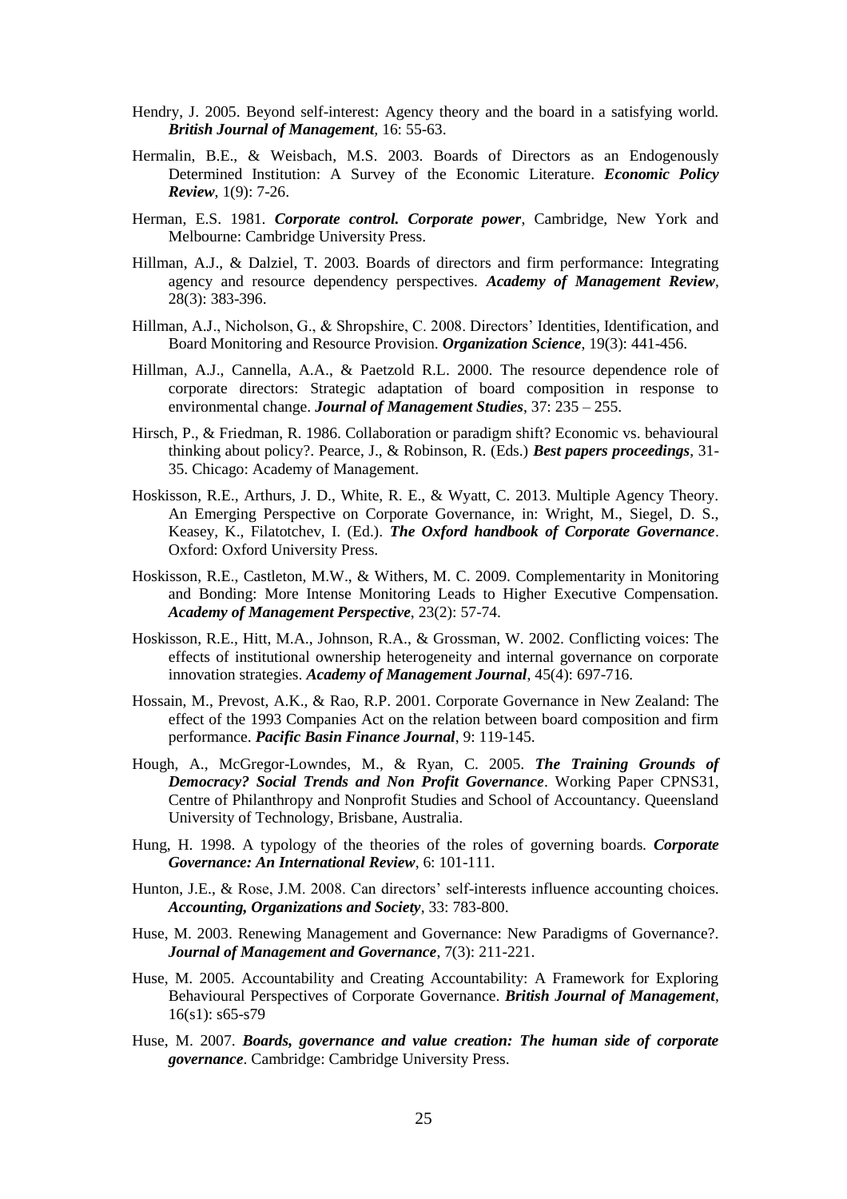Hendry, J. 2005. Beyond self-interest: Agency theory and the board in a satisfying world. ***British Journal of Management***, 16: 55-63.

Hermalin, B.E., & Weisbach, M.S. 2003. Boards of Directors as an Endogenously Determined Institution: A Survey of the Economic Literature. ***Economic Policy Review***, 1(9): 7-26.

Herman, E.S. 1981. ***Corporate control. Corporate power***, Cambridge, New York and Melbourne: Cambridge University Press.

Hillman, A.J., & Dalziel, T. 2003. Boards of directors and firm performance: Integrating agency and resource dependency perspectives. ***Academy of Management Review***, 28(3): 383-396.

Hillman, A.J., Nicholson, G., & Shropshire, C. 2008. Directors' Identities, Identification, and Board Monitoring and Resource Provision. ***Organization Science***, 19(3): 441-456.

Hillman, A.J., Cannella, A.A., & Paetzold R.L. 2000. The resource dependence role of corporate directors: Strategic adaptation of board composition in response to environmental change. ***Journal of Management Studies***, 37: 235 – 255.

Hirsch, P., & Friedman, R. 1986. Collaboration or paradigm shift? Economic vs. behavioural thinking about policy?. Pearce, J., & Robinson, R. (Eds.) ***Best papers proceedings***, 31-35. Chicago: Academy of Management.

Hoskisson, R.E., Arthurs, J. D., White, R. E., & Wyatt, C. 2013. Multiple Agency Theory. An Emerging Perspective on Corporate Governance, in: Wright, M., Siegel, D. S., Keasey, K., Filatotchev, I. (Ed.). ***The Oxford handbook of Corporate Governance***. Oxford: Oxford University Press.

Hoskisson, R.E., Castleton, M.W., & Withers, M. C. 2009. Complementarity in Monitoring and Bonding: More Intense Monitoring Leads to Higher Executive Compensation. ***Academy of Management Perspective***, 23(2): 57-74.

Hoskisson, R.E., Hitt, M.A., Johnson, R.A., & Grossman, W. 2002. Conflicting voices: The effects of institutional ownership heterogeneity and internal governance on corporate innovation strategies. ***Academy of Management Journal***, 45(4): 697-716.

Hossain, M., Prevost, A.K., & Rao, R.P. 2001. Corporate Governance in New Zealand: The effect of the 1993 Companies Act on the relation between board composition and firm performance. ***Pacific Basin Finance Journal***, 9: 119-145.

Hough, A., McGregor-Lowndes, M., & Ryan, C. 2005. ***The Training Grounds of Democracy? Social Trends and Non Profit Governance***. Working Paper CPNS31, Centre of Philanthropy and Nonprofit Studies and School of Accountancy. Queensland University of Technology, Brisbane, Australia.

Hung, H. 1998. A typology of the theories of the roles of governing boards. ***Corporate Governance: An International Review***, 6: 101-111.

Hunton, J.E., & Rose, J.M. 2008. Can directors' self-interests influence accounting choices. ***Accounting, Organizations and Society***, 33: 783-800.

Huse, M. 2003. Renewing Management and Governance: New Paradigms of Governance?. ***Journal of Management and Governance***, 7(3): 211-221.

Huse, M. 2005. Accountability and Creating Accountability: A Framework for Exploring Behavioural Perspectives of Corporate Governance. ***British Journal of Management***, 16(s1): s65-s79

Huse, M. 2007. ***Boards, governance and value creation: The human side of corporate governance***. Cambridge: Cambridge University Press.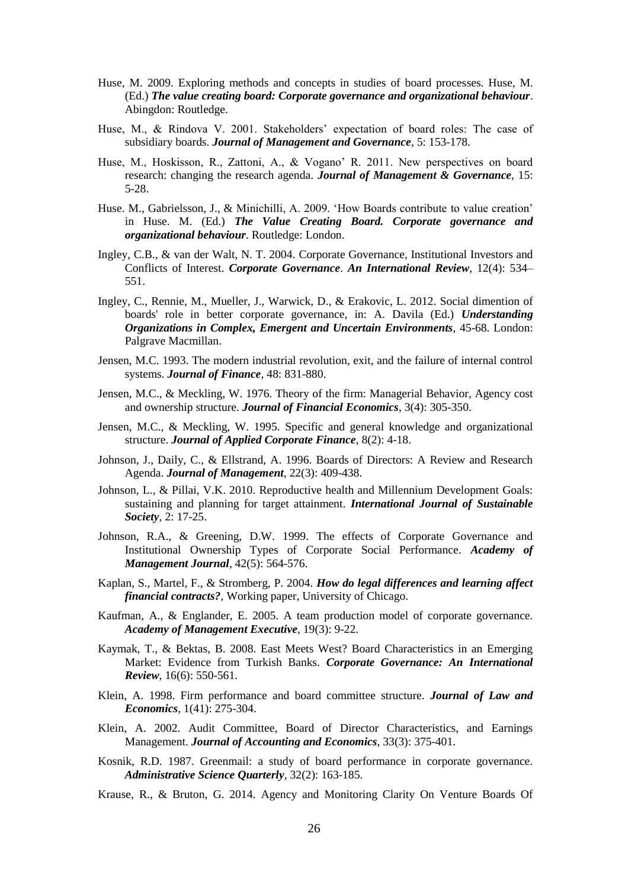Huse, M. 2009. Exploring methods and concepts in studies of board processes. Huse, M. (Ed.) ***The value creating board: Corporate governance and organizational behaviour***. Abingdon: Routledge.

Huse, M., & Rindova V. 2001. Stakeholders' expectation of board roles: The case of subsidiary boards. ***Journal of Management and Governance***, 5: 153-178.

Huse, M., Hoskisson, R., Zattoni, A., & Vogano' R. 2011. New perspectives on board research: changing the research agenda. ***Journal of Management & Governance***, 15: 5-28.

Huse. M., Gabrielsson, J., & Minichilli, A. 2009. 'How Boards contribute to value creation' in Huse. M. (Ed.) ***The Value Creating Board. Corporate governance and organizational behaviour***. Routledge: London.

Ingley, C.B., & van der Walt, N. T. 2004. Corporate Governance, Institutional Investors and Conflicts of Interest. ***Corporate Governance***. ***An International Review***, 12(4): 534–551.

Ingley, C., Rennie, M., Mueller, J., Warwick, D., & Erakovic, L. 2012. Social dimention of boards' role in better corporate governance, in: A. Davila (Ed.) ***Understanding Organizations in Complex, Emergent and Uncertain Environments***, 45-68. London: Palgrave Macmillan.

Jensen, M.C. 1993. The modern industrial revolution, exit, and the failure of internal control systems. ***Journal of Finance***, 48: 831-880.

Jensen, M.C., & Meckling, W. 1976. Theory of the firm: Managerial Behavior, Agency cost and ownership structure. ***Journal of Financial Economics***, 3(4): 305-350.

Jensen, M.C., & Meckling, W. 1995. Specific and general knowledge and organizational structure. ***Journal of Applied Corporate Finance***, 8(2): 4-18.

Johnson, J., Daily, C., & Ellstrand, A. 1996. Boards of Directors: A Review and Research Agenda. ***Journal of Management***, 22(3): 409-438.

Johnson, L., & Pillai, V.K. 2010. Reproductive health and Millennium Development Goals: sustaining and planning for target attainment. ***International Journal of Sustainable Society***, 2: 17-25.

Johnson, R.A., & Greening, D.W. 1999. The effects of Corporate Governance and Institutional Ownership Types of Corporate Social Performance. ***Academy of Management Journal***, 42(5): 564-576.

Kaplan, S., Martel, F., & Stromberg, P. 2004. ***How do legal differences and learning affect financial contracts?***, Working paper, University of Chicago.

Kaufman, A., & Englander, E. 2005. A team production model of corporate governance. ***Academy of Management Executive***, 19(3): 9-22.

Kaymak, T., & Bektas, B. 2008. East Meets West? Board Characteristics in an Emerging Market: Evidence from Turkish Banks. ***Corporate Governance: An International Review***, 16(6): 550-561.

Klein, A. 1998. Firm performance and board committee structure. ***Journal of Law and Economics***, 1(41): 275-304.

Klein, A. 2002. Audit Committee, Board of Director Characteristics, and Earnings Management. ***Journal of Accounting and Economics***, 33(3): 375-401.

Kosnik, R.D. 1987. Greenmail: a study of board performance in corporate governance. ***Administrative Science Quarterly***, 32(2): 163-185.

Krause, R., & Bruton, G. 2014. Agency and Monitoring Clarity On Venture Boards Of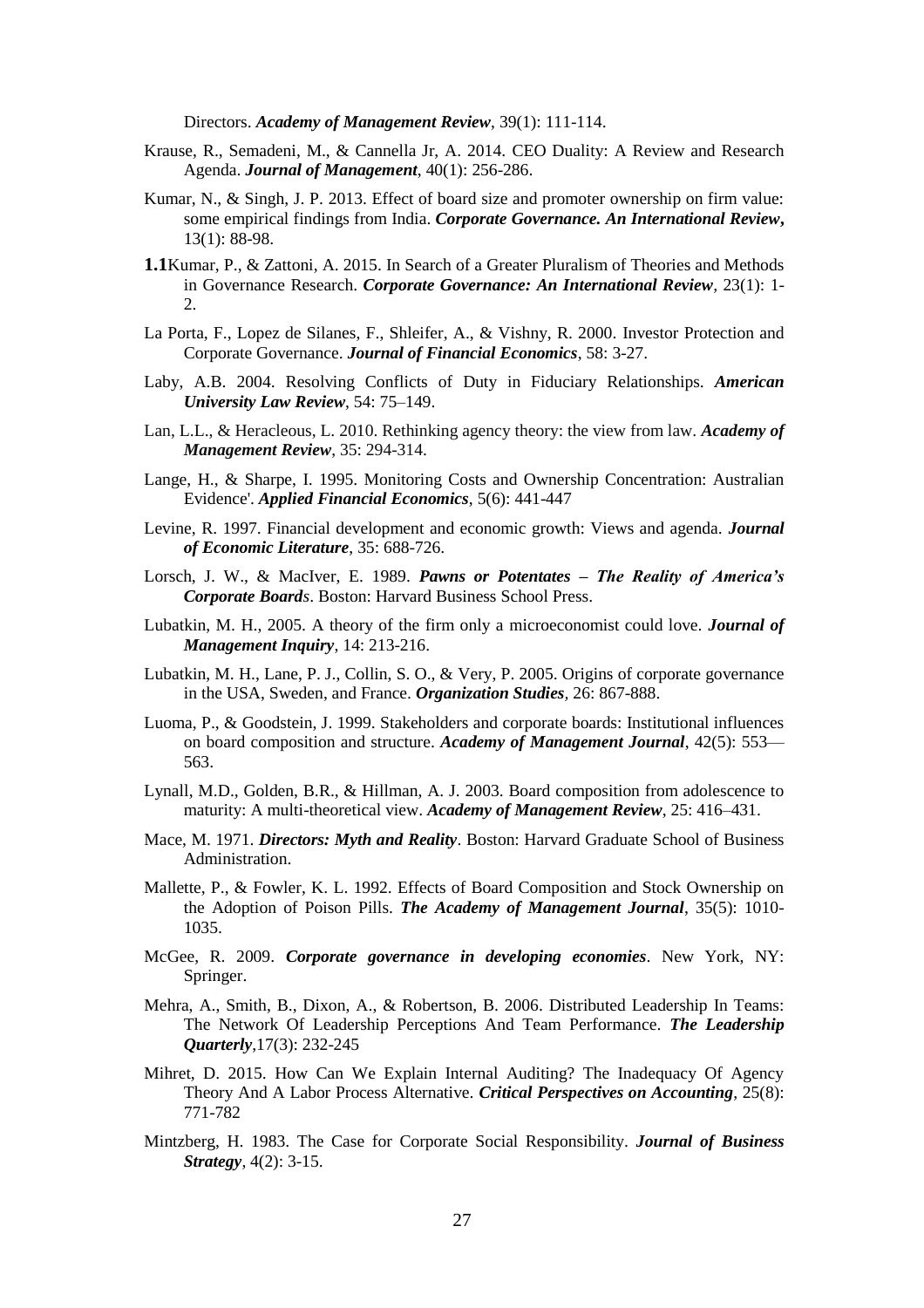Directors. ***Academy of Management Review***, 39(1): 111-114.

Krause, R., Semadeni, M., & Cannella Jr, A. 2014. CEO Duality: A Review and Research Agenda. ***Journal of Management***, 40(1): 256-286.

Kumar, N., & Singh, J. P. 2013. Effect of board size and promoter ownership on firm value: some empirical findings from India. ***Corporate Governance. An International Review***, 13(1): 88-98.

**1.1**Kumar, P., & Zattoni, A. 2015. In Search of a Greater Pluralism of Theories and Methods in Governance Research. ***Corporate Governance: An International Review***, 23(1): 1-2.

La Porta, F., Lopez de Silanes, F., Shleifer, A., & Vishny, R. 2000. Investor Protection and Corporate Governance. ***Journal of Financial Economics***, 58: 3-27.

Laby, A.B. 2004. Resolving Conflicts of Duty in Fiduciary Relationships. ***American University Law Review***, 54: 75–149.

Lan, L.L., & Heracleous, L. 2010. Rethinking agency theory: the view from law. ***Academy of Management Review***, 35: 294-314.

Lange, H., & Sharpe, I. 1995. Monitoring Costs and Ownership Concentration: Australian Evidence'. ***Applied Financial Economics***, 5(6): 441-447

Levine, R. 1997. Financial development and economic growth: Views and agenda. ***Journal of Economic Literature***, 35: 688-726.

Lorsch, J. W., & MacIver, E. 1989. ***Pawns or Potentates – The Reality of America's Corporate Boards***. Boston: Harvard Business School Press.

Lubatkin, M. H., 2005. A theory of the firm only a microeconomist could love. ***Journal of Management Inquiry***, 14: 213-216.

Lubatkin, M. H., Lane, P. J., Collin, S. O., & Very, P. 2005. Origins of corporate governance in the USA, Sweden, and France. ***Organization Studies***, 26: 867-888.

Luoma, P., & Goodstein, J. 1999. Stakeholders and corporate boards: Institutional influences on board composition and structure. ***Academy of Management Journal***, 42(5): 553—563.

Lynall, M.D., Golden, B.R., & Hillman, A. J. 2003. Board composition from adolescence to maturity: A multi-theoretical view. ***Academy of Management Review***, 25: 416–431.

Mace, M. 1971. ***Directors: Myth and Reality***. Boston: Harvard Graduate School of Business Administration.

Mallette, P., & Fowler, K. L. 1992. Effects of Board Composition and Stock Ownership on the Adoption of Poison Pills. ***The Academy of Management Journal***, 35(5): 1010-1035.

McGee, R. 2009. ***Corporate governance in developing economies***. New York, NY: Springer.

Mehra, A., Smith, B., Dixon, A., & Robertson, B. 2006. Distributed Leadership In Teams: The Network Of Leadership Perceptions And Team Performance. ***The Leadership Quarterly***,17(3): 232-245

Mihret, D. 2015. How Can We Explain Internal Auditing? The Inadequacy Of Agency Theory And A Labor Process Alternative. ***Critical Perspectives on Accounting***, 25(8): 771-782

Mintzberg, H. 1983. The Case for Corporate Social Responsibility. ***Journal of Business Strategy***, 4(2): 3-15.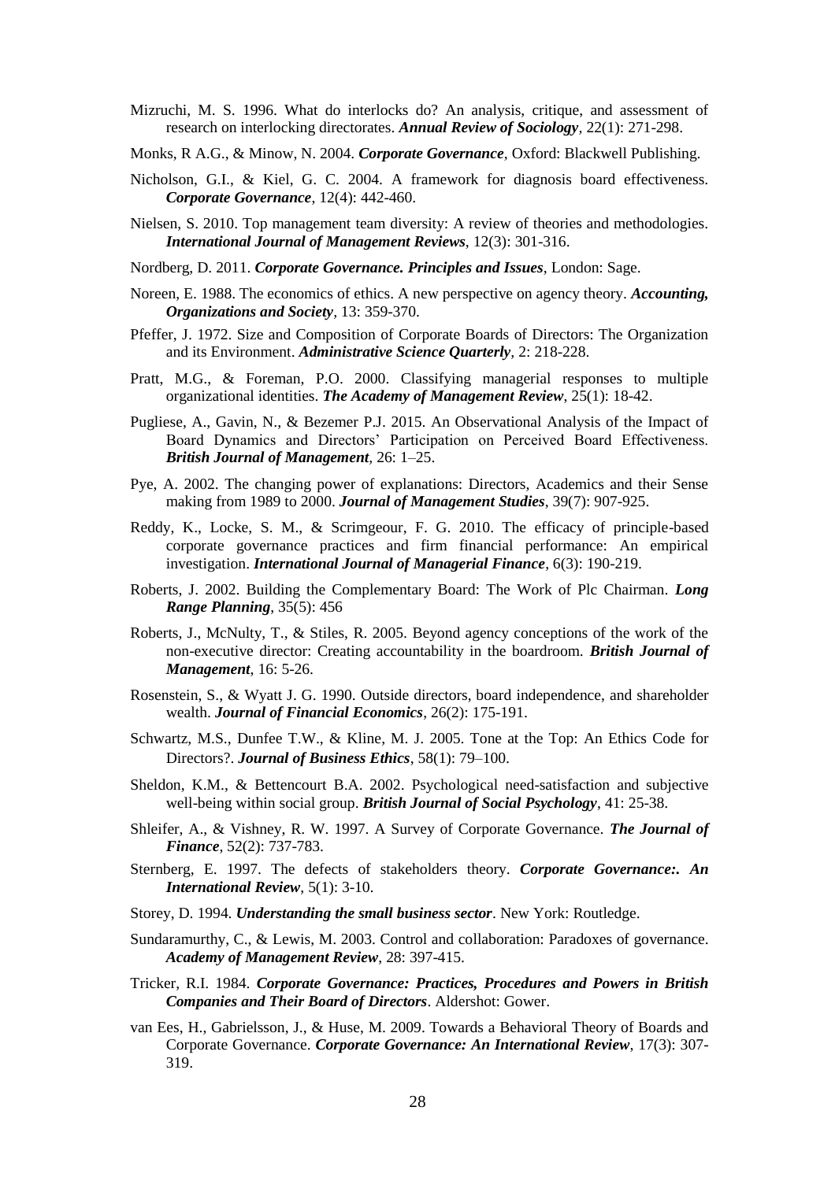Mizruchi, M. S. 1996. What do interlocks do? An analysis, critique, and assessment of research on interlocking directorates. ***Annual Review of Sociology***, 22(1): 271-298.

Monks, R A.G., & Minow, N. 2004. ***Corporate Governance***, Oxford: Blackwell Publishing.

Nicholson, G.I., & Kiel, G. C. 2004. A framework for diagnosis board effectiveness. ***Corporate Governance***, 12(4): 442-460.

Nielsen, S. 2010. Top management team diversity: A review of theories and methodologies. ***International Journal of Management Reviews***, 12(3): 301-316.

Nordberg, D. 2011. ***Corporate Governance. Principles and Issues***, London: Sage.

Noreen, E. 1988. The economics of ethics. A new perspective on agency theory. ***Accounting, Organizations and Society***, 13: 359-370.

Pfeffer, J. 1972. Size and Composition of Corporate Boards of Directors: The Organization and its Environment. ***Administrative Science Quarterly***, 2: 218-228.

Pratt, M.G., & Foreman, P.O. 2000. Classifying managerial responses to multiple organizational identities. ***The Academy of Management Review***, 25(1): 18-42.

Pugliese, A., Gavin, N., & Bezemer P.J. 2015. An Observational Analysis of the Impact of Board Dynamics and Directors' Participation on Perceived Board Effectiveness. ***British Journal of Management***, 26: 1–25.

Pye, A. 2002. The changing power of explanations: Directors, Academics and their Sense making from 1989 to 2000. ***Journal of Management Studies***, 39(7): 907-925.

Reddy, K., Locke, S. M., & Scrimgeour, F. G. 2010. The efficacy of principle-based corporate governance practices and firm financial performance: An empirical investigation. ***International Journal of Managerial Finance***, 6(3): 190-219.

Roberts, J. 2002. Building the Complementary Board: The Work of Plc Chairman. ***Long Range Planning***, 35(5): 456

Roberts, J., McNulty, T., & Stiles, R. 2005. Beyond agency conceptions of the work of the non-executive director: Creating accountability in the boardroom. ***British Journal of Management***, 16: 5-26.

Rosenstein, S., & Wyatt J. G. 1990. Outside directors, board independence, and shareholder wealth. ***Journal of Financial Economics***, 26(2): 175-191.

Schwartz, M.S., Dunfee T.W., & Kline, M. J. 2005. Tone at the Top: An Ethics Code for Directors?. ***Journal of Business Ethics***, 58(1): 79–100.

Sheldon, K.M., & Bettencourt B.A. 2002. Psychological need-satisfaction and subjective well-being within social group. ***British Journal of Social Psychology***, 41: 25-38.

Shleifer, A., & Vishney, R. W. 1997. A Survey of Corporate Governance. ***The Journal of Finance***, 52(2): 737-783.

Sternberg, E. 1997. The defects of stakeholders theory. ***Corporate Governance:. An International Review***, 5(1): 3-10.

Storey, D. 1994. ***Understanding the small business sector***. New York: Routledge.

Sundaramurthy, C., & Lewis, M. 2003. Control and collaboration: Paradoxes of governance. ***Academy of Management Review***, 28: 397-415.

Tricker, R.I. 1984. ***Corporate Governance: Practices, Procedures and Powers in British Companies and Their Board of Directors***. Aldershot: Gower.

van Ees, H., Gabrielsson, J., & Huse, M. 2009. Towards a Behavioral Theory of Boards and Corporate Governance. ***Corporate Governance: An International Review***, 17(3): 307-319.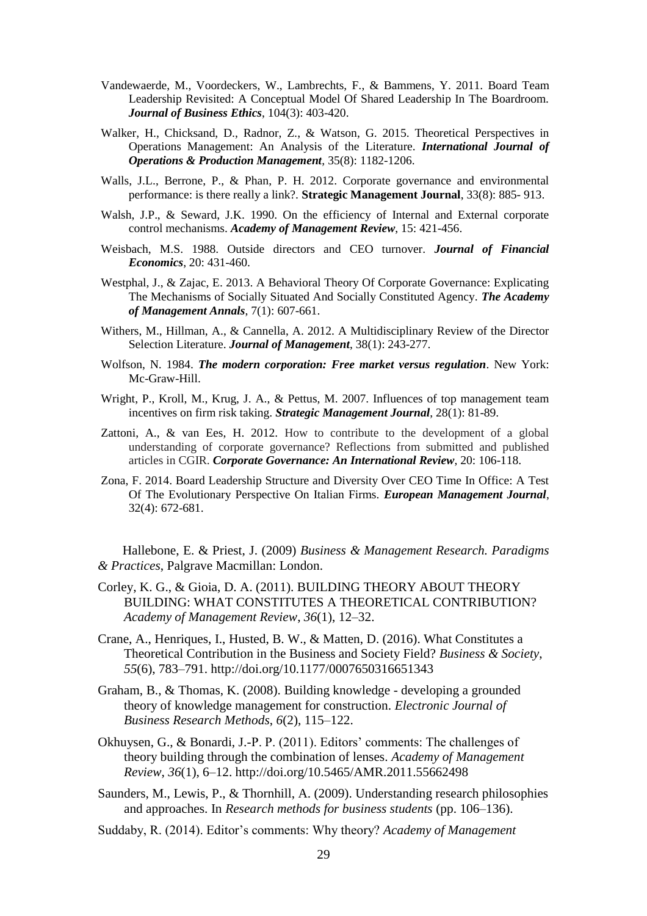Vandewaerde, M., Voordeckers, W., Lambrechts, F., & Bammens, Y. 2011. Board Team Leadership Revisited: A Conceptual Model Of Shared Leadership In The Boardroom. ***Journal of Business Ethics***, 104(3): 403-420.

Walker, H., Chicksand, D., Radnor, Z., & Watson, G. 2015. Theoretical Perspectives in Operations Management: An Analysis of the Literature. ***International Journal of Operations & Production Management***, 35(8): 1182-1206.

Walls, J.L., Berrone, P., & Phan, P. H. 2012. Corporate governance and environmental performance: is there really a link?. **Strategic Management Journal**, 33(8): 885- 913.

Walsh, J.P., & Seward, J.K. 1990. On the efficiency of Internal and External corporate control mechanisms. ***Academy of Management Review***, 15: 421-456.

Weisbach, M.S. 1988. Outside directors and CEO turnover. ***Journal of Financial Economics***, 20: 431-460.

Westphal, J., & Zajac, E. 2013. A Behavioral Theory Of Corporate Governance: Explicating The Mechanisms of Socially Situated And Socially Constituted Agency. ***The Academy of Management Annals***, 7(1): 607-661.

Withers, M., Hillman, A., & Cannella, A. 2012. A Multidisciplinary Review of the Director Selection Literature. ***Journal of Management***, 38(1): 243-277.

Wolfson, N. 1984. ***The modern corporation: Free market versus regulation***. New York: Mc-Graw-Hill.

Wright, P., Kroll, M., Krug, J. A., & Pettus, M. 2007. Influences of top management team incentives on firm risk taking. ***Strategic Management Journal***, 28(1): 81-89.

Zattoni, A., & van Ees, H. 2012. How to contribute to the development of a global understanding of corporate governance? Reflections from submitted and published articles in CGIR. ***Corporate Governance: An International Review***, 20: 106-118.

Zona, F. 2014. Board Leadership Structure and Diversity Over CEO Time In Office: A Test Of The Evolutionary Perspective On Italian Firms. ***European Management Journal***, 32(4): 672-681.

Hallebone, E. & Priest, J. (2009) *Business & Management Research. Paradigms & Practices*, Palgrave Macmillan: London.

Corley, K. G., & Gioia, D. A. (2011). BUILDING THEORY ABOUT THEORY BUILDING: WHAT CONSTITUTES A THEORETICAL CONTRIBUTION? *Academy of Management Review*, *36*(1), 12–32.

Crane, A., Henriques, I., Husted, B. W., & Matten, D. (2016). What Constitutes a Theoretical Contribution in the Business and Society Field? *Business & Society*, *55*(6), 783–791. http://doi.org/10.1177/0007650316651343

Graham, B., & Thomas, K. (2008). Building knowledge - developing a grounded theory of knowledge management for construction. *Electronic Journal of Business Research Methods*, *6*(2), 115–122.

Okhuysen, G., & Bonardi, J.-P. P. (2011). Editors' comments: The challenges of theory building through the combination of lenses. *Academy of Management Review*, *36*(1), 6–12. http://doi.org/10.5465/AMR.2011.55662498

Saunders, M., Lewis, P., & Thornhill, A. (2009). Understanding research philosophies and approaches. In *Research methods for business students* (pp. 106–136).

Suddaby, R. (2014). Editor's comments: Why theory? *Academy of Management*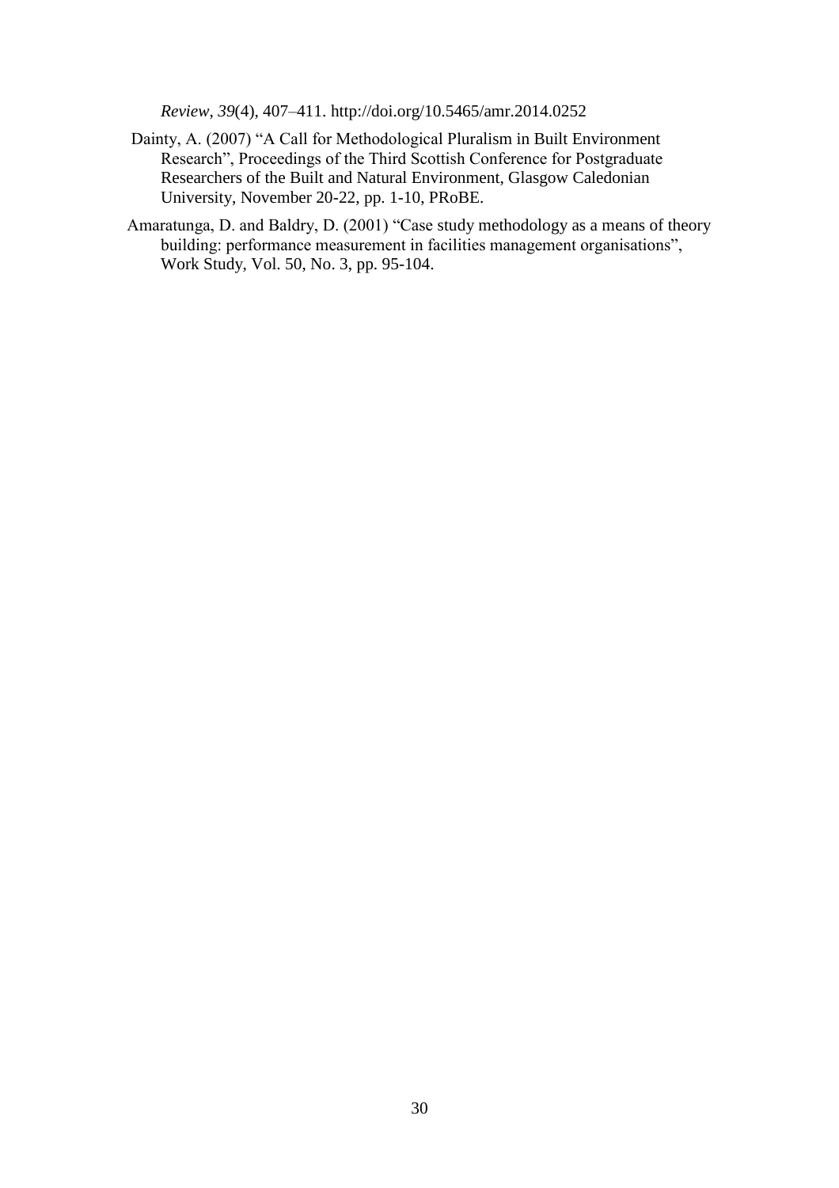*Review*, *39*(4), 407–411. http://doi.org/10.5465/amr.2014.0252

Dainty, A. (2007) "A Call for Methodological Pluralism in Built Environment Research", Proceedings of the Third Scottish Conference for Postgraduate Researchers of the Built and Natural Environment, Glasgow Caledonian University, November 20-22, pp. 1-10, PRoBE.

Amaratunga, D. and Baldry, D. (2001) "Case study methodology as a means of theory building: performance measurement in facilities management organisations", Work Study, Vol. 50, No. 3, pp. 95-104.